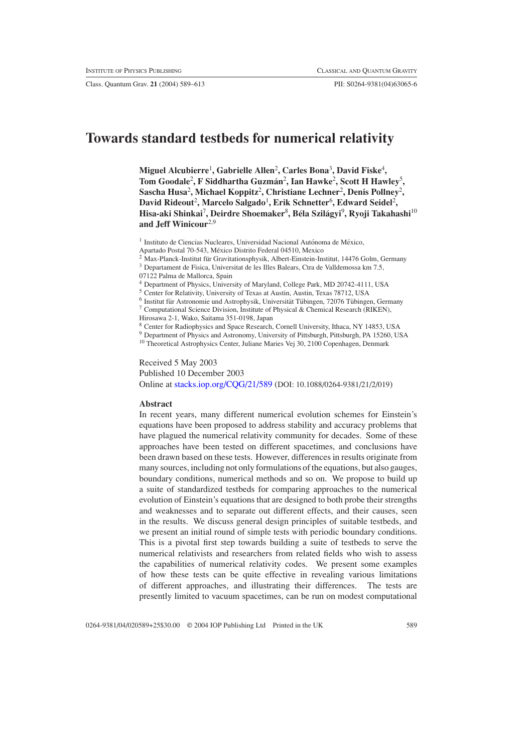# Towards standard testbeds for numerical relativity

**Miguel Alcubierre[1], Gabrielle Allen[2], Carles Bona[3], David Fiske[4], Tom Goodale[2], F Siddhartha Guzmán[2], Ian Hawke[2], Scott H Hawley[5], Sascha Husa[2], Michael Koppitz[2], Christiane Lechner[2], Denis Pollney[2], David Rideout[2], Marcelo Salgado[1], Erik Schnetter[6], Edward Seidel[2], Hisa-aki Shinkai[7], Deirdre Shoemaker[8], Béla Szilágyi[9], Ryoji Takahashi[10] and Jeff Winicour[2,9]**

[1] Instituto de Ciencias Nucleares, Universidad Nacional Autónoma de México, Apartado Postal 70-543, México Distrito Federal 04510, Mexico

[2] Max-Planck-Institut für Gravitationsphysik, Albert-Einstein-Institut, 14476 Golm, Germany

[3] Departament de Fisica, Universitat de les Illes Balears, Ctra de Valldemossa km 7.5, 07122 Palma de Mallorca, Spain

[4] Department of Physics, University of Maryland, College Park, MD 20742-4111, USA

[5] Center for Relativity, University of Texas at Austin, Austin, Texas 78712, USA

[6] Institut für Astronomie und Astrophysik, Universität Tübingen, 72076 Tübingen, Germany

[7] Computational Science Division, Institute of Physical & Chemical Research (RIKEN), Hirosawa 2-1, Wako, Saitama 351-0198, Japan

[8] Center for Radiophysics and Space Research, Cornell University, Ithaca, NY 14853, USA

[9] Department of Physics and Astronomy, University of Pittsburgh, Pittsburgh, PA 15260, USA

[10] Theoretical Astrophysics Center, Juliane Maries Vej 30, 2100 Copenhagen, Denmark

Received 5 May 2003
Published 10 December 2003
Online at stacks.iop.org/CQG/21/589 (DOI: 10.1088/0264-9381/21/2/019)

## Abstract

In recent years, many different numerical evolution schemes for Einstein's equations have been proposed to address stability and accuracy problems that have plagued the numerical relativity community for decades. Some of these approaches have been tested on different spacetimes, and conclusions have been drawn based on these tests. However, differences in results originate from many sources, including not only formulations of the equations, but also gauges, boundary conditions, numerical methods and so on. We propose to build up a suite of standardized testbeds for comparing approaches to the numerical evolution of Einstein's equations that are designed to both probe their strengths and weaknesses and to separate out different effects, and their causes, seen in the results. We discuss general design principles of suitable testbeds, and we present an initial round of simple tests with periodic boundary conditions. This is a pivotal first step towards building a suite of testbeds to serve the numerical relativists and researchers from related fields who wish to assess the capabilities of numerical relativity codes. We present some examples of how these tests can be quite effective in revealing various limitations of different approaches, and illustrating their differences. The tests are presently limited to vacuum spacetimes, can be run on modest computational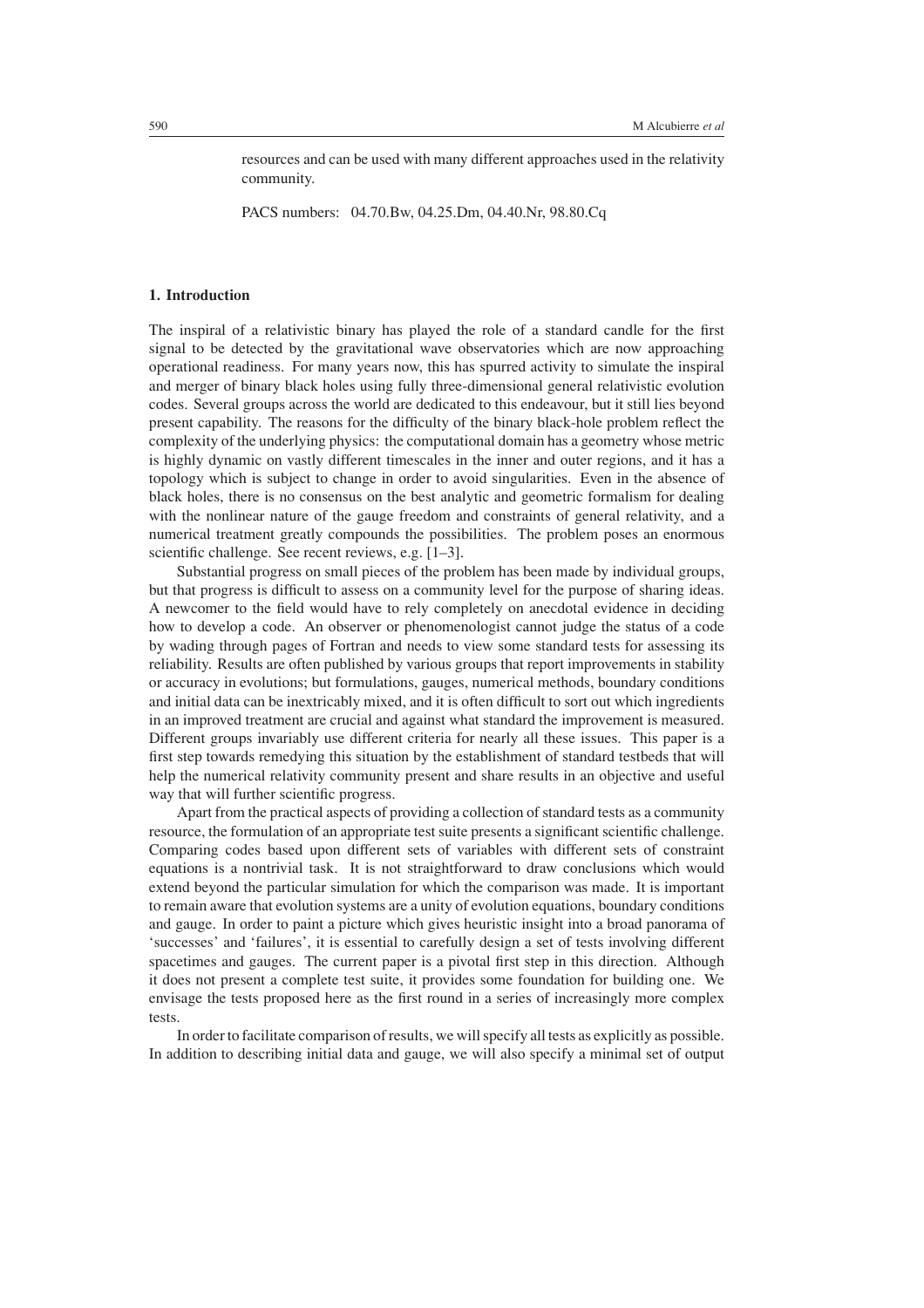resources and can be used with many different approaches used in the relativity community.

PACS numbers: 04.70.Bw, 04.25.Dm, 04.40.Nr, 98.80.Cq

## 1. Introduction

The inspiral of a relativistic binary has played the role of a standard candle for the first signal to be detected by the gravitational wave observatories which are now approaching operational readiness. For many years now, this has spurred activity to simulate the inspiral and merger of binary black holes using fully three-dimensional general relativistic evolution codes. Several groups across the world are dedicated to this endeavour, but it still lies beyond present capability. The reasons for the difficulty of the binary black-hole problem reflect the complexity of the underlying physics: the computational domain has a geometry whose metric is highly dynamic on vastly different timescales in the inner and outer regions, and it has a topology which is subject to change in order to avoid singularities. Even in the absence of black holes, there is no consensus on the best analytic and geometric formalism for dealing with the nonlinear nature of the gauge freedom and constraints of general relativity, and a numerical treatment greatly compounds the possibilities. The problem poses an enormous scientific challenge. See recent reviews, e.g. [1–3].

Substantial progress on small pieces of the problem has been made by individual groups, but that progress is difficult to assess on a community level for the purpose of sharing ideas. A newcomer to the field would have to rely completely on anecdotal evidence in deciding how to develop a code. An observer or phenomenologist cannot judge the status of a code by wading through pages of Fortran and needs to view some standard tests for assessing its reliability. Results are often published by various groups that report improvements in stability or accuracy in evolutions; but formulations, gauges, numerical methods, boundary conditions and initial data can be inextricably mixed, and it is often difficult to sort out which ingredients in an improved treatment are crucial and against what standard the improvement is measured. Different groups invariably use different criteria for nearly all these issues. This paper is a first step towards remedying this situation by the establishment of standard testbeds that will help the numerical relativity community present and share results in an objective and useful way that will further scientific progress.

Apart from the practical aspects of providing a collection of standard tests as a community resource, the formulation of an appropriate test suite presents a significant scientific challenge. Comparing codes based upon different sets of variables with different sets of constraint equations is a nontrivial task. It is not straightforward to draw conclusions which would extend beyond the particular simulation for which the comparison was made. It is important to remain aware that evolution systems are a unity of evolution equations, boundary conditions and gauge. In order to paint a picture which gives heuristic insight into a broad panorama of 'successes' and 'failures', it is essential to carefully design a set of tests involving different spacetimes and gauges. The current paper is a pivotal first step in this direction. Although it does not present a complete test suite, it provides some foundation for building one. We envisage the tests proposed here as the first round in a series of increasingly more complex tests.

In order to facilitate comparison of results, we will specify all tests as explicitly as possible. In addition to describing initial data and gauge, we will also specify a minimal set of output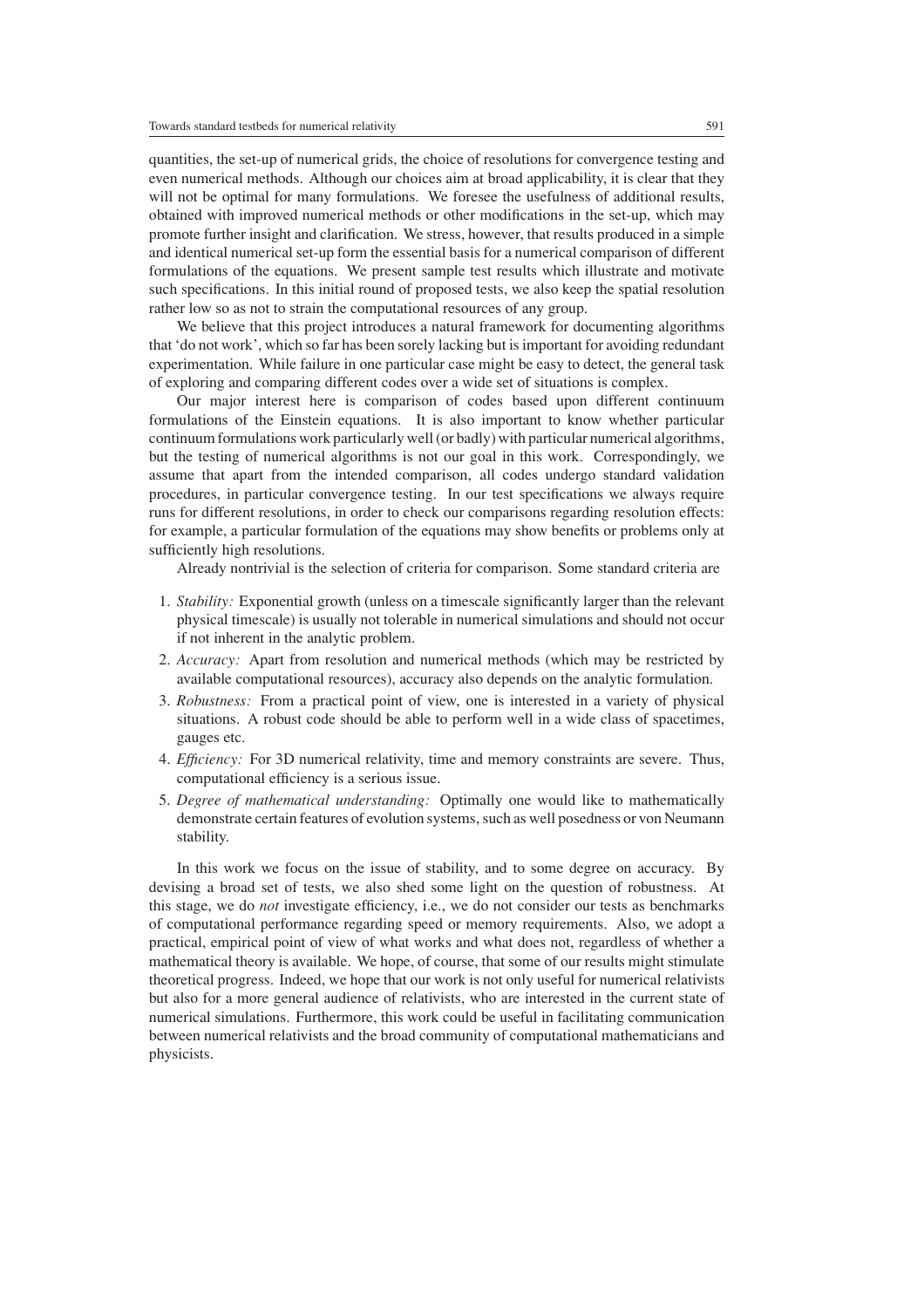quantities, the set-up of numerical grids, the choice of resolutions for convergence testing and even numerical methods. Although our choices aim at broad applicability, it is clear that they will not be optimal for many formulations. We foresee the usefulness of additional results, obtained with improved numerical methods or other modifications in the set-up, which may promote further insight and clarification. We stress, however, that results produced in a simple and identical numerical set-up form the essential basis for a numerical comparison of different formulations of the equations. We present sample test results which illustrate and motivate such specifications. In this initial round of proposed tests, we also keep the spatial resolution rather low so as not to strain the computational resources of any group.

We believe that this project introduces a natural framework for documenting algorithms that 'do not work', which so far has been sorely lacking but is important for avoiding redundant experimentation. While failure in one particular case might be easy to detect, the general task of exploring and comparing different codes over a wide set of situations is complex.

Our major interest here is comparison of codes based upon different continuum formulations of the Einstein equations. It is also important to know whether particular continuum formulations work particularly well (or badly) with particular numerical algorithms, but the testing of numerical algorithms is not our goal in this work. Correspondingly, we assume that apart from the intended comparison, all codes undergo standard validation procedures, in particular convergence testing. In our test specifications we always require runs for different resolutions, in order to check our comparisons regarding resolution effects: for example, a particular formulation of the equations may show benefits or problems only at sufficiently high resolutions.

Already nontrivial is the selection of criteria for comparison. Some standard criteria are

1. *Stability:* Exponential growth (unless on a timescale significantly larger than the relevant physical timescale) is usually not tolerable in numerical simulations and should not occur if not inherent in the analytic problem.
2. *Accuracy:* Apart from resolution and numerical methods (which may be restricted by available computational resources), accuracy also depends on the analytic formulation.
3. *Robustness:* From a practical point of view, one is interested in a variety of physical situations. A robust code should be able to perform well in a wide class of spacetimes, gauges etc.
4. *Efficiency:* For 3D numerical relativity, time and memory constraints are severe. Thus, computational efficiency is a serious issue.
5. *Degree of mathematical understanding:* Optimally one would like to mathematically demonstrate certain features of evolution systems, such as well posedness or von Neumann stability.

In this work we focus on the issue of stability, and to some degree on accuracy. By devising a broad set of tests, we also shed some light on the question of robustness. At this stage, we do *not* investigate efficiency, i.e., we do not consider our tests as benchmarks of computational performance regarding speed or memory requirements. Also, we adopt a practical, empirical point of view of what works and what does not, regardless of whether a mathematical theory is available. We hope, of course, that some of our results might stimulate theoretical progress. Indeed, we hope that our work is not only useful for numerical relativists but also for a more general audience of relativists, who are interested in the current state of numerical simulations. Furthermore, this work could be useful in facilitating communication between numerical relativists and the broad community of computational mathematicians and physicists.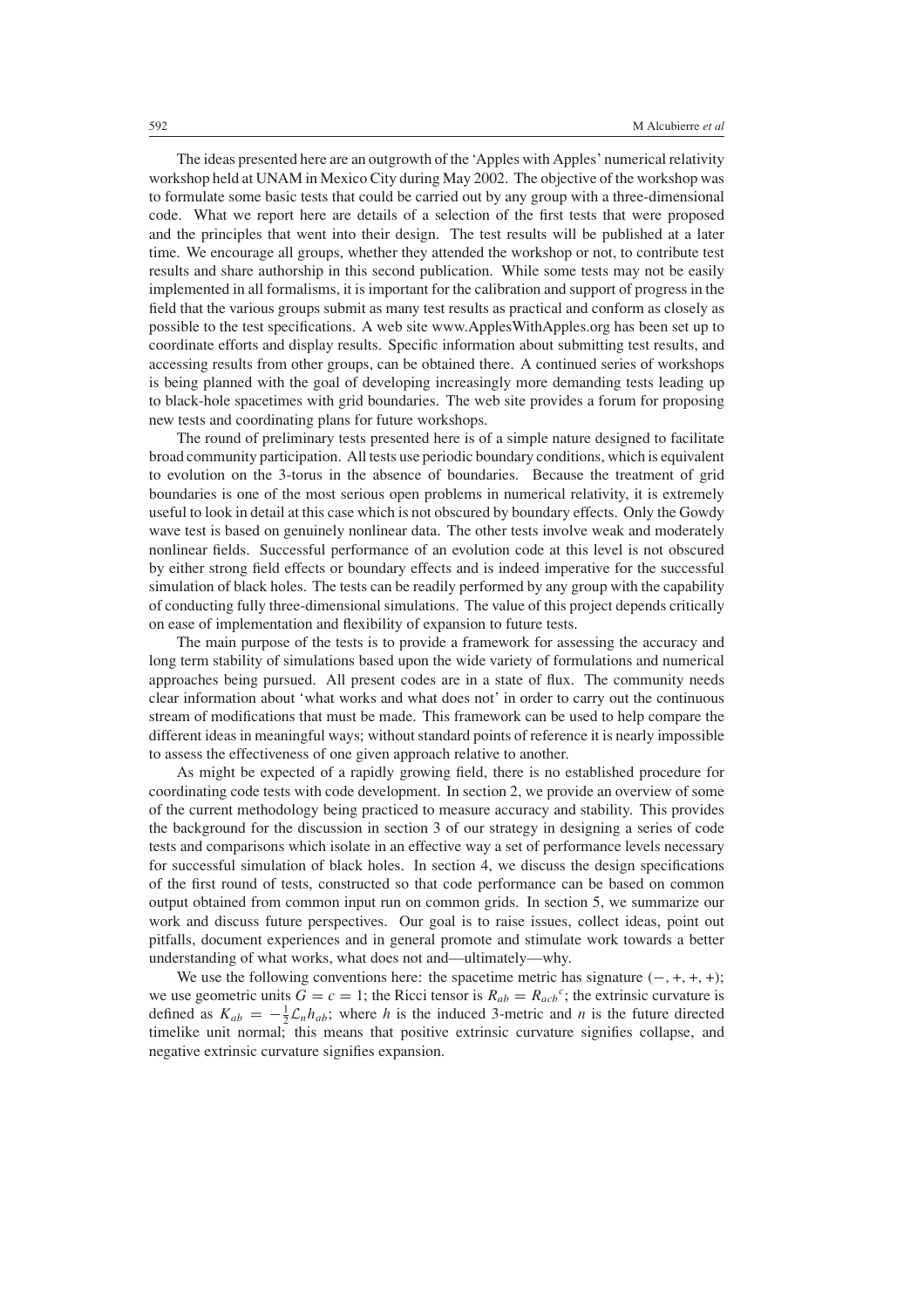The ideas presented here are an outgrowth of the 'Apples with Apples' numerical relativity workshop held at UNAM in Mexico City during May 2002. The objective of the workshop was to formulate some basic tests that could be carried out by any group with a three-dimensional code. What we report here are details of a selection of the first tests that were proposed and the principles that went into their design. The test results will be published at a later time. We encourage all groups, whether they attended the workshop or not, to contribute test results and share authorship in this second publication. While some tests may not be easily implemented in all formalisms, it is important for the calibration and support of progress in the field that the various groups submit as many test results as practical and conform as closely as possible to the test specifications. A web site www.ApplesWithApples.org has been set up to coordinate efforts and display results. Specific information about submitting test results, and accessing results from other groups, can be obtained there. A continued series of workshops is being planned with the goal of developing increasingly more demanding tests leading up to black-hole spacetimes with grid boundaries. The web site provides a forum for proposing new tests and coordinating plans for future workshops.

The round of preliminary tests presented here is of a simple nature designed to facilitate broad community participation. All tests use periodic boundary conditions, which is equivalent to evolution on the 3-torus in the absence of boundaries. Because the treatment of grid boundaries is one of the most serious open problems in numerical relativity, it is extremely useful to look in detail at this case which is not obscured by boundary effects. Only the Gowdy wave test is based on genuinely nonlinear data. The other tests involve weak and moderately nonlinear fields. Successful performance of an evolution code at this level is not obscured by either strong field effects or boundary effects and is indeed imperative for the successful simulation of black holes. The tests can be readily performed by any group with the capability of conducting fully three-dimensional simulations. The value of this project depends critically on ease of implementation and flexibility of expansion to future tests.

The main purpose of the tests is to provide a framework for assessing the accuracy and long term stability of simulations based upon the wide variety of formulations and numerical approaches being pursued. All present codes are in a state of flux. The community needs clear information about 'what works and what does not' in order to carry out the continuous stream of modifications that must be made. This framework can be used to help compare the different ideas in meaningful ways; without standard points of reference it is nearly impossible to assess the effectiveness of one given approach relative to another.

As might be expected of a rapidly growing field, there is no established procedure for coordinating code tests with code development. In section 2, we provide an overview of some of the current methodology being practiced to measure accuracy and stability. This provides the background for the discussion in section 3 of our strategy in designing a series of code tests and comparisons which isolate in an effective way a set of performance levels necessary for successful simulation of black holes. In section 4, we discuss the design specifications of the first round of tests, constructed so that code performance can be based on common output obtained from common input run on common grids. In section 5, we summarize our work and discuss future perspectives. Our goal is to raise issues, collect ideas, point out pitfalls, document experiences and in general promote and stimulate work towards a better understanding of what works, what does not and—ultimately—why.

We use the following conventions here: the spacetime metric has signature $(-, +, +, +)$; we use geometric units $G = c = 1$; the Ricci tensor is $R_{ab} = R_{acb}{}^{c}$; the extrinsic curvature is defined as $K_{ab} = -\frac{1}{2}\mathcal{L}_n h_{ab}$; where $h$ is the induced 3-metric and $n$ is the future directed timelike unit normal; this means that positive extrinsic curvature signifies collapse, and negative extrinsic curvature signifies expansion.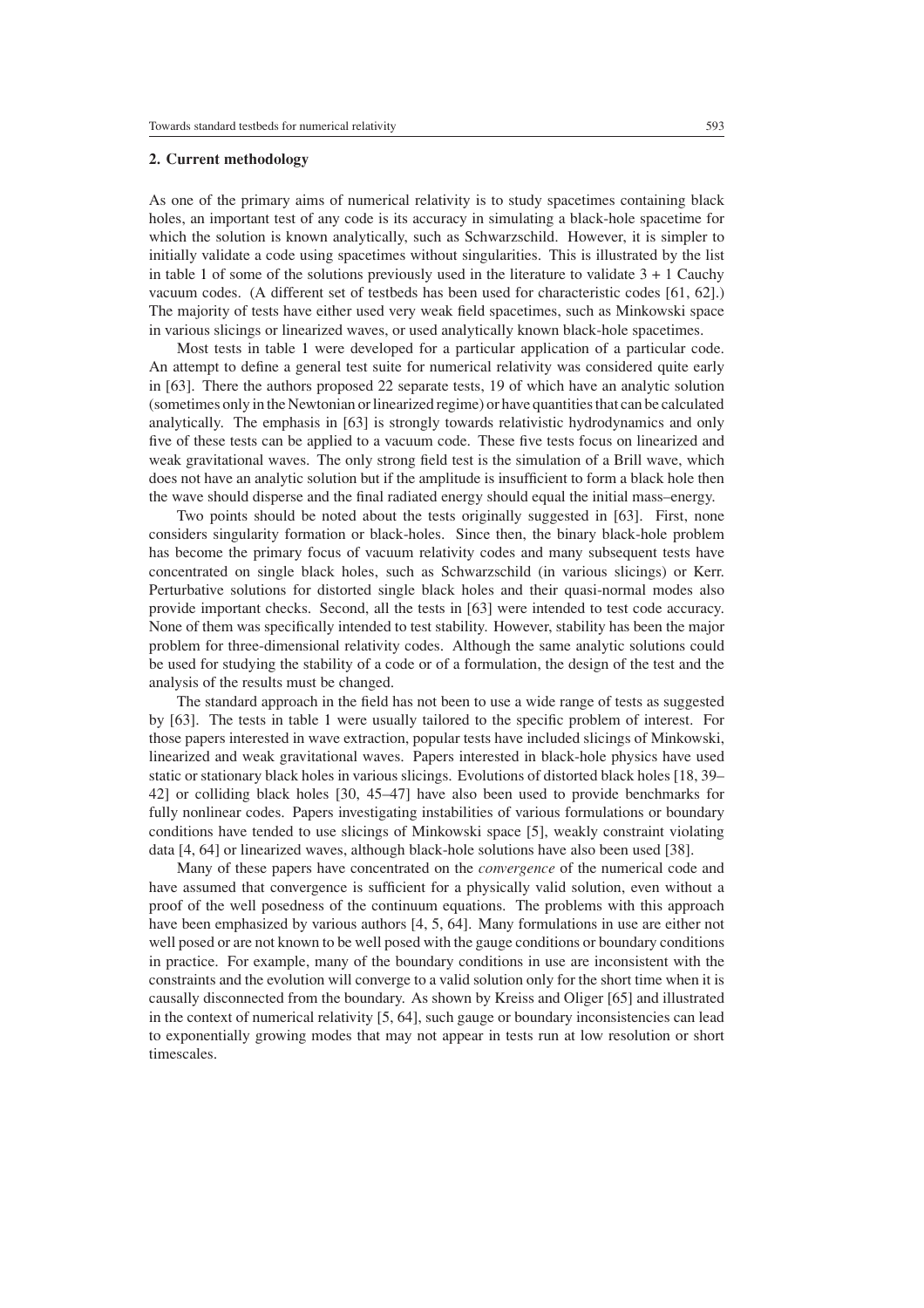## 2. Current methodology

As one of the primary aims of numerical relativity is to study spacetimes containing black holes, an important test of any code is its accuracy in simulating a black-hole spacetime for which the solution is known analytically, such as Schwarzschild. However, it is simpler to initially validate a code using spacetimes without singularities. This is illustrated by the list in table 1 of some of the solutions previously used in the literature to validate 3 + 1 Cauchy vacuum codes. (A different set of testbeds has been used for characteristic codes [61, 62].) The majority of tests have either used very weak field spacetimes, such as Minkowski space in various slicings or linearized waves, or used analytically known black-hole spacetimes.

Most tests in table 1 were developed for a particular application of a particular code. An attempt to define a general test suite for numerical relativity was considered quite early in [63]. There the authors proposed 22 separate tests, 19 of which have an analytic solution (sometimes only in the Newtonian or linearized regime) or have quantities that can be calculated analytically. The emphasis in [63] is strongly towards relativistic hydrodynamics and only five of these tests can be applied to a vacuum code. These five tests focus on linearized and weak gravitational waves. The only strong field test is the simulation of a Brill wave, which does not have an analytic solution but if the amplitude is insufficient to form a black hole then the wave should disperse and the final radiated energy should equal the initial mass–energy.

Two points should be noted about the tests originally suggested in [63]. First, none considers singularity formation or black-holes. Since then, the binary black-hole problem has become the primary focus of vacuum relativity codes and many subsequent tests have concentrated on single black holes, such as Schwarzschild (in various slicings) or Kerr. Perturbative solutions for distorted single black holes and their quasi-normal modes also provide important checks. Second, all the tests in [63] were intended to test code accuracy. None of them was specifically intended to test stability. However, stability has been the major problem for three-dimensional relativity codes. Although the same analytic solutions could be used for studying the stability of a code or of a formulation, the design of the test and the analysis of the results must be changed.

The standard approach in the field has not been to use a wide range of tests as suggested by [63]. The tests in table 1 were usually tailored to the specific problem of interest. For those papers interested in wave extraction, popular tests have included slicings of Minkowski, linearized and weak gravitational waves. Papers interested in black-hole physics have used static or stationary black holes in various slicings. Evolutions of distorted black holes [18, 39–42] or colliding black holes [30, 45–47] have also been used to provide benchmarks for fully nonlinear codes. Papers investigating instabilities of various formulations or boundary conditions have tended to use slicings of Minkowski space [5], weakly constraint violating data [4, 64] or linearized waves, although black-hole solutions have also been used [38].

Many of these papers have concentrated on the *convergence* of the numerical code and have assumed that convergence is sufficient for a physically valid solution, even without a proof of the well posedness of the continuum equations. The problems with this approach have been emphasized by various authors [4, 5, 64]. Many formulations in use are either not well posed or are not known to be well posed with the gauge conditions or boundary conditions in practice. For example, many of the boundary conditions in use are inconsistent with the constraints and the evolution will converge to a valid solution only for the short time when it is causally disconnected from the boundary. As shown by Kreiss and Oliger [65] and illustrated in the context of numerical relativity [5, 64], such gauge or boundary inconsistencies can lead to exponentially growing modes that may not appear in tests run at low resolution or short timescales.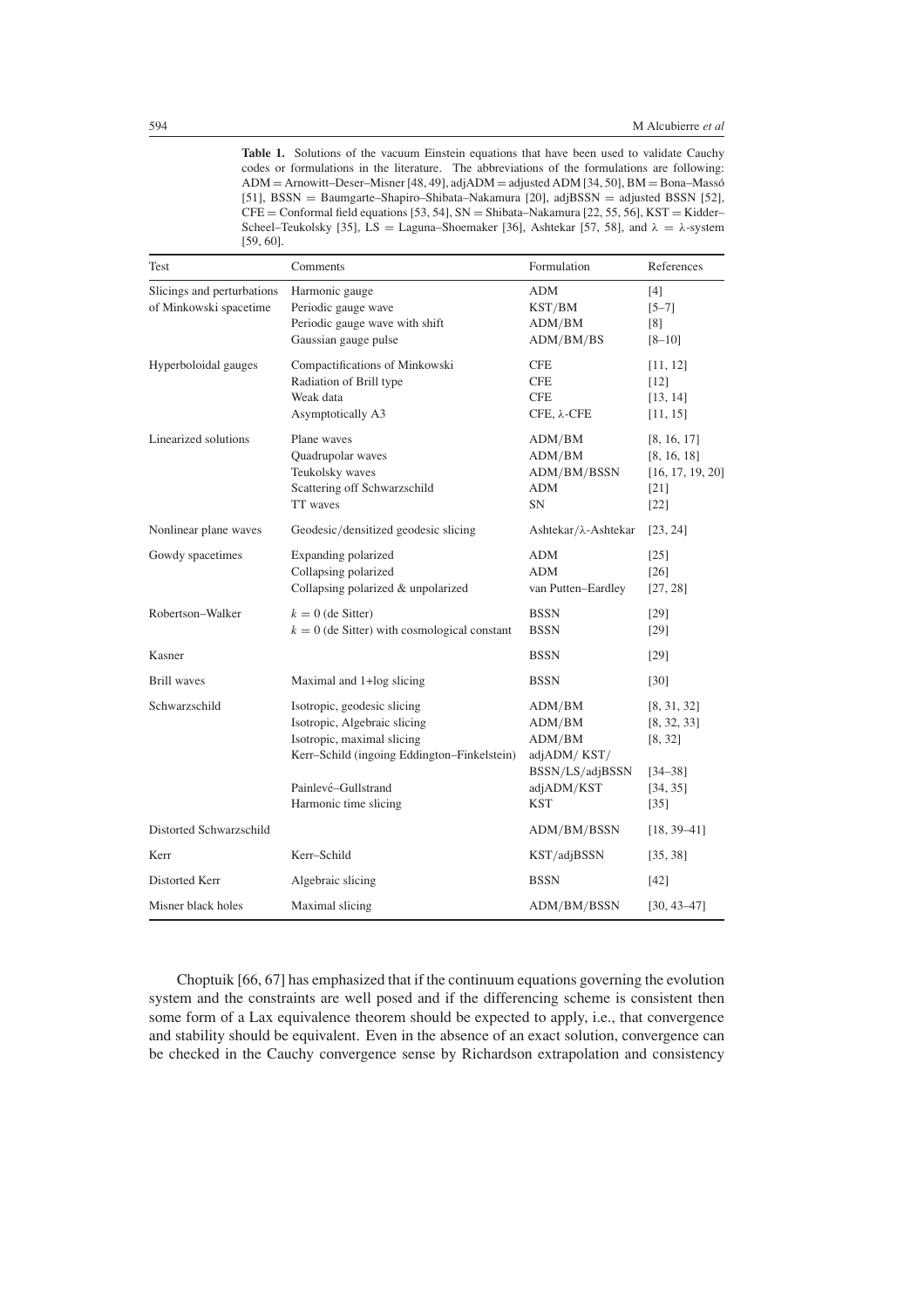**Table 1.** Solutions of the vacuum Einstein equations that have been used to validate Cauchy codes or formulations in the literature. The abbreviations of the formulations are following: ADM = Arnowitt–Deser–Misner [48, 49], adjADM = adjusted ADM [34, 50], BM = Bona–Massó [51], BSSN = Baumgarte–Shapiro–Shibata–Nakamura [20], adjBSSN = adjusted BSSN [52], CFE = Conformal field equations [53, 54], SN = Shibata–Nakamura [22, 55, 56], KST = Kidder–Scheel–Teukolsky [35], LS = Laguna–Shoemaker [36], Ashtekar [57, 58], and $\lambda$ = $\lambda$-system [59, 60].

| Test | Comments | Formulation | References |
|---|---|---|---|
| Slicings and perturbations of Minkowski spacetime | Harmonic gauge | ADM | [4] |
| | Periodic gauge wave | KST/BM | [5–7] |
| | Periodic gauge wave with shift | ADM/BM | [8] |
| | Gaussian gauge pulse | ADM/BM/BS | [8–10] |
| Hyperboloidal gauges | Compactifications of Minkowski | CFE | [11, 12] |
| | Radiation of Brill type | CFE | [12] |
| | Weak data | CFE | [13, 14] |
| | Asymptotically A3 | CFE, $\lambda$-CFE | [11, 15] |
| Linearized solutions | Plane waves | ADM/BM | [8, 16, 17] |
| | Quadrupolar waves | ADM/BM | [8, 16, 18] |
| | Teukolsky waves | ADM/BM/BSSN | [16, 17, 19, 20] |
| | Scattering off Schwarzschild | ADM | [21] |
| | TT waves | SN | [22] |
| Nonlinear plane waves | Geodesic/densitized geodesic slicing | Ashtekar/$\lambda$-Ashtekar | [23, 24] |
| Gowdy spacetimes | Expanding polarized | ADM | [25] |
| | Collapsing polarized | ADM | [26] |
| | Collapsing polarized & unpolarized | van Putten–Eardley | [27, 28] |
| Robertson–Walker | $k = 0$ (de Sitter) | BSSN | [29] |
| | $k = 0$ (de Sitter) with cosmological constant | BSSN | [29] |
| Kasner | | BSSN | [29] |
| Brill waves | Maximal and 1+log slicing | BSSN | [30] |
| Schwarzschild | Isotropic, geodesic slicing | ADM/BM | [8, 31, 32] |
| | Isotropic, Algebraic slicing | ADM/BM | [8, 32, 33] |
| | Isotropic, maximal slicing | ADM/BM | [8, 32] |
| | Kerr–Schild (ingoing Eddington–Finkelstein) | adjADM/ KST/ BSSN/LS/adjBSSN | [34–38] |
| | Painlevé–Gullstrand | adjADM/KST | [34, 35] |
| | Harmonic time slicing | KST | [35] |
| Distorted Schwarzschild | | ADM/BM/BSSN | [18, 39–41] |
| Kerr | Kerr–Schild | KST/adjBSSN | [35, 38] |
| Distorted Kerr | Algebraic slicing | BSSN | [42] |
| Misner black holes | Maximal slicing | ADM/BM/BSSN | [30, 43–47] |

Choptuik [66, 67] has emphasized that if the continuum equations governing the evolution system and the constraints are well posed and if the differencing scheme is consistent then some form of a Lax equivalence theorem should be expected to apply, i.e., that convergence and stability should be equivalent. Even in the absence of an exact solution, convergence can be checked in the Cauchy convergence sense by Richardson extrapolation and consistency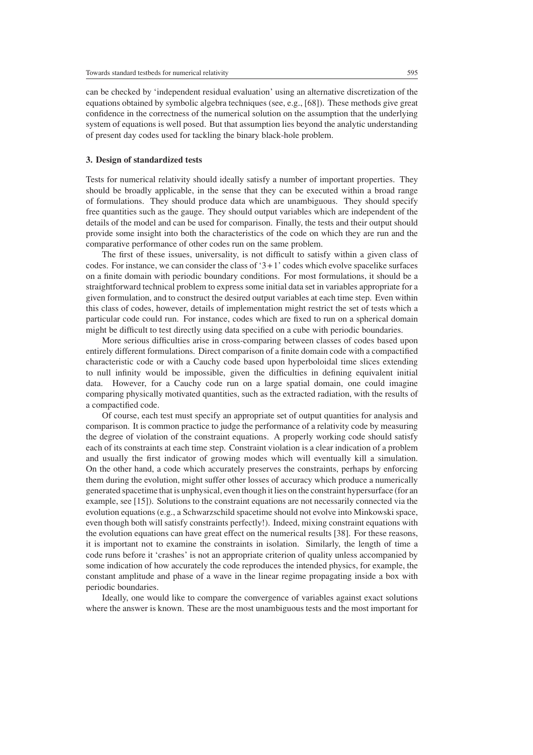can be checked by 'independent residual evaluation' using an alternative discretization of the equations obtained by symbolic algebra techniques (see, e.g., [68]). These methods give great confidence in the correctness of the numerical solution on the assumption that the underlying system of equations is well posed. But that assumption lies beyond the analytic understanding of present day codes used for tackling the binary black-hole problem.

## 3. Design of standardized tests

Tests for numerical relativity should ideally satisfy a number of important properties. They should be broadly applicable, in the sense that they can be executed within a broad range of formulations. They should produce data which are unambiguous. They should specify free quantities such as the gauge. They should output variables which are independent of the details of the model and can be used for comparison. Finally, the tests and their output should provide some insight into both the characteristics of the code on which they are run and the comparative performance of other codes run on the same problem.

The first of these issues, universality, is not difficult to satisfy within a given class of codes. For instance, we can consider the class of '3+1' codes which evolve spacelike surfaces on a finite domain with periodic boundary conditions. For most formulations, it should be a straightforward technical problem to express some initial data set in variables appropriate for a given formulation, and to construct the desired output variables at each time step. Even within this class of codes, however, details of implementation might restrict the set of tests which a particular code could run. For instance, codes which are fixed to run on a spherical domain might be difficult to test directly using data specified on a cube with periodic boundaries.

More serious difficulties arise in cross-comparing between classes of codes based upon entirely different formulations. Direct comparison of a finite domain code with a compactified characteristic code or with a Cauchy code based upon hyperboloidal time slices extending to null infinity would be impossible, given the difficulties in defining equivalent initial data. However, for a Cauchy code run on a large spatial domain, one could imagine comparing physically motivated quantities, such as the extracted radiation, with the results of a compactified code.

Of course, each test must specify an appropriate set of output quantities for analysis and comparison. It is common practice to judge the performance of a relativity code by measuring the degree of violation of the constraint equations. A properly working code should satisfy each of its constraints at each time step. Constraint violation is a clear indication of a problem and usually the first indicator of growing modes which will eventually kill a simulation. On the other hand, a code which accurately preserves the constraints, perhaps by enforcing them during the evolution, might suffer other losses of accuracy which produce a numerically generated spacetime that is unphysical, even though it lies on the constraint hypersurface (for an example, see [15]). Solutions to the constraint equations are not necessarily connected via the evolution equations (e.g., a Schwarzschild spacetime should not evolve into Minkowski space, even though both will satisfy constraints perfectly!). Indeed, mixing constraint equations with the evolution equations can have great effect on the numerical results [38]. For these reasons, it is important not to examine the constraints in isolation. Similarly, the length of time a code runs before it 'crashes' is not an appropriate criterion of quality unless accompanied by some indication of how accurately the code reproduces the intended physics, for example, the constant amplitude and phase of a wave in the linear regime propagating inside a box with periodic boundaries.

Ideally, one would like to compare the convergence of variables against exact solutions where the answer is known. These are the most unambiguous tests and the most important for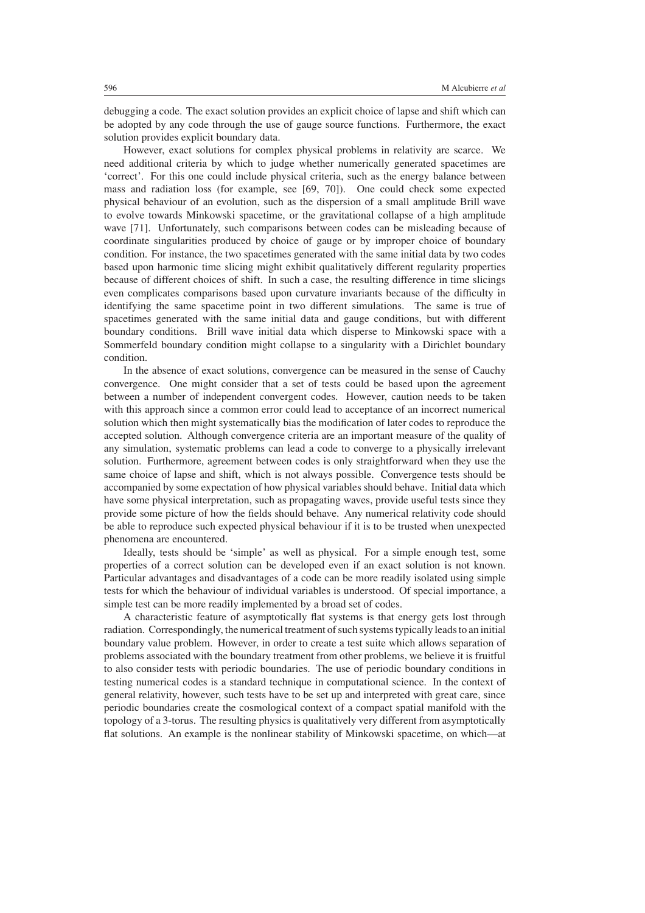debugging a code. The exact solution provides an explicit choice of lapse and shift which can be adopted by any code through the use of gauge source functions. Furthermore, the exact solution provides explicit boundary data.

However, exact solutions for complex physical problems in relativity are scarce. We need additional criteria by which to judge whether numerically generated spacetimes are 'correct'. For this one could include physical criteria, such as the energy balance between mass and radiation loss (for example, see [69, 70]). One could check some expected physical behaviour of an evolution, such as the dispersion of a small amplitude Brill wave to evolve towards Minkowski spacetime, or the gravitational collapse of a high amplitude wave [71]. Unfortunately, such comparisons between codes can be misleading because of coordinate singularities produced by choice of gauge or by improper choice of boundary condition. For instance, the two spacetimes generated with the same initial data by two codes based upon harmonic time slicing might exhibit qualitatively different regularity properties because of different choices of shift. In such a case, the resulting difference in time slicings even complicates comparisons based upon curvature invariants because of the difficulty in identifying the same spacetime point in two different simulations. The same is true of spacetimes generated with the same initial data and gauge conditions, but with different boundary conditions. Brill wave initial data which disperse to Minkowski space with a Sommerfeld boundary condition might collapse to a singularity with a Dirichlet boundary condition.

In the absence of exact solutions, convergence can be measured in the sense of Cauchy convergence. One might consider that a set of tests could be based upon the agreement between a number of independent convergent codes. However, caution needs to be taken with this approach since a common error could lead to acceptance of an incorrect numerical solution which then might systematically bias the modification of later codes to reproduce the accepted solution. Although convergence criteria are an important measure of the quality of any simulation, systematic problems can lead a code to converge to a physically irrelevant solution. Furthermore, agreement between codes is only straightforward when they use the same choice of lapse and shift, which is not always possible. Convergence tests should be accompanied by some expectation of how physical variables should behave. Initial data which have some physical interpretation, such as propagating waves, provide useful tests since they provide some picture of how the fields should behave. Any numerical relativity code should be able to reproduce such expected physical behaviour if it is to be trusted when unexpected phenomena are encountered.

Ideally, tests should be 'simple' as well as physical. For a simple enough test, some properties of a correct solution can be developed even if an exact solution is not known. Particular advantages and disadvantages of a code can be more readily isolated using simple tests for which the behaviour of individual variables is understood. Of special importance, a simple test can be more readily implemented by a broad set of codes.

A characteristic feature of asymptotically flat systems is that energy gets lost through radiation. Correspondingly, the numerical treatment of such systems typically leads to an initial boundary value problem. However, in order to create a test suite which allows separation of problems associated with the boundary treatment from other problems, we believe it is fruitful to also consider tests with periodic boundaries. The use of periodic boundary conditions in testing numerical codes is a standard technique in computational science. In the context of general relativity, however, such tests have to be set up and interpreted with great care, since periodic boundaries create the cosmological context of a compact spatial manifold with the topology of a 3-torus. The resulting physics is qualitatively very different from asymptotically flat solutions. An example is the nonlinear stability of Minkowski spacetime, on which—at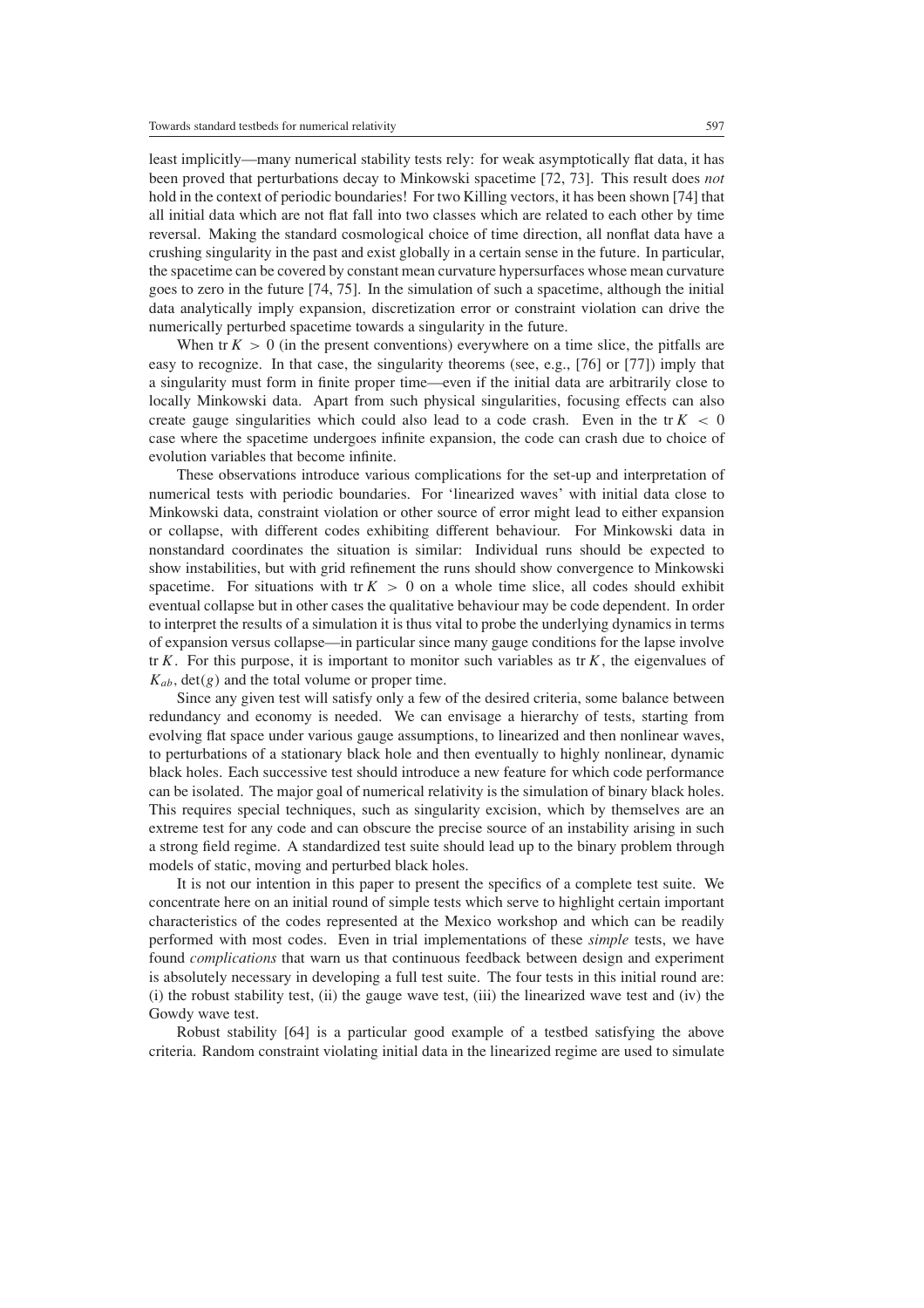least implicitly—many numerical stability tests rely: for weak asymptotically flat data, it has been proved that perturbations decay to Minkowski spacetime [72, 73]. This result does *not* hold in the context of periodic boundaries! For two Killing vectors, it has been shown [74] that all initial data which are not flat fall into two classes which are related to each other by time reversal. Making the standard cosmological choice of time direction, all nonflat data have a crushing singularity in the past and exist globally in a certain sense in the future. In particular, the spacetime can be covered by constant mean curvature hypersurfaces whose mean curvature goes to zero in the future [74, 75]. In the simulation of such a spacetime, although the initial data analytically imply expansion, discretization error or constraint violation can drive the numerically perturbed spacetime towards a singularity in the future.

When $\operatorname{tr} K > 0$ (in the present conventions) everywhere on a time slice, the pitfalls are easy to recognize. In that case, the singularity theorems (see, e.g., [76] or [77]) imply that a singularity must form in finite proper time—even if the initial data are arbitrarily close to locally Minkowski data. Apart from such physical singularities, focusing effects can also create gauge singularities which could also lead to a code crash. Even in the $\operatorname{tr} K < 0$ case where the spacetime undergoes infinite expansion, the code can crash due to choice of evolution variables that become infinite.

These observations introduce various complications for the set-up and interpretation of numerical tests with periodic boundaries. For 'linearized waves' with initial data close to Minkowski data, constraint violation or other source of error might lead to either expansion or collapse, with different codes exhibiting different behaviour. For Minkowski data in nonstandard coordinates the situation is similar: Individual runs should be expected to show instabilities, but with grid refinement the runs should show convergence to Minkowski spacetime. For situations with $\operatorname{tr} K > 0$ on a whole time slice, all codes should exhibit eventual collapse but in other cases the qualitative behaviour may be code dependent. In order to interpret the results of a simulation it is thus vital to probe the underlying dynamics in terms of expansion versus collapse—in particular since many gauge conditions for the lapse involve $\operatorname{tr} K$. For this purpose, it is important to monitor such variables as $\operatorname{tr} K$, the eigenvalues of $K_{ab}$, $\det(g)$ and the total volume or proper time.

Since any given test will satisfy only a few of the desired criteria, some balance between redundancy and economy is needed. We can envisage a hierarchy of tests, starting from evolving flat space under various gauge assumptions, to linearized and then nonlinear waves, to perturbations of a stationary black hole and then eventually to highly nonlinear, dynamic black holes. Each successive test should introduce a new feature for which code performance can be isolated. The major goal of numerical relativity is the simulation of binary black holes. This requires special techniques, such as singularity excision, which by themselves are an extreme test for any code and can obscure the precise source of an instability arising in such a strong field regime. A standardized test suite should lead up to the binary problem through models of static, moving and perturbed black holes.

It is not our intention in this paper to present the specifics of a complete test suite. We concentrate here on an initial round of simple tests which serve to highlight certain important characteristics of the codes represented at the Mexico workshop and which can be readily performed with most codes. Even in trial implementations of these *simple* tests, we have found *complications* that warn us that continuous feedback between design and experiment is absolutely necessary in developing a full test suite. The four tests in this initial round are: (i) the robust stability test, (ii) the gauge wave test, (iii) the linearized wave test and (iv) the Gowdy wave test.

Robust stability [64] is a particular good example of a testbed satisfying the above criteria. Random constraint violating initial data in the linearized regime are used to simulate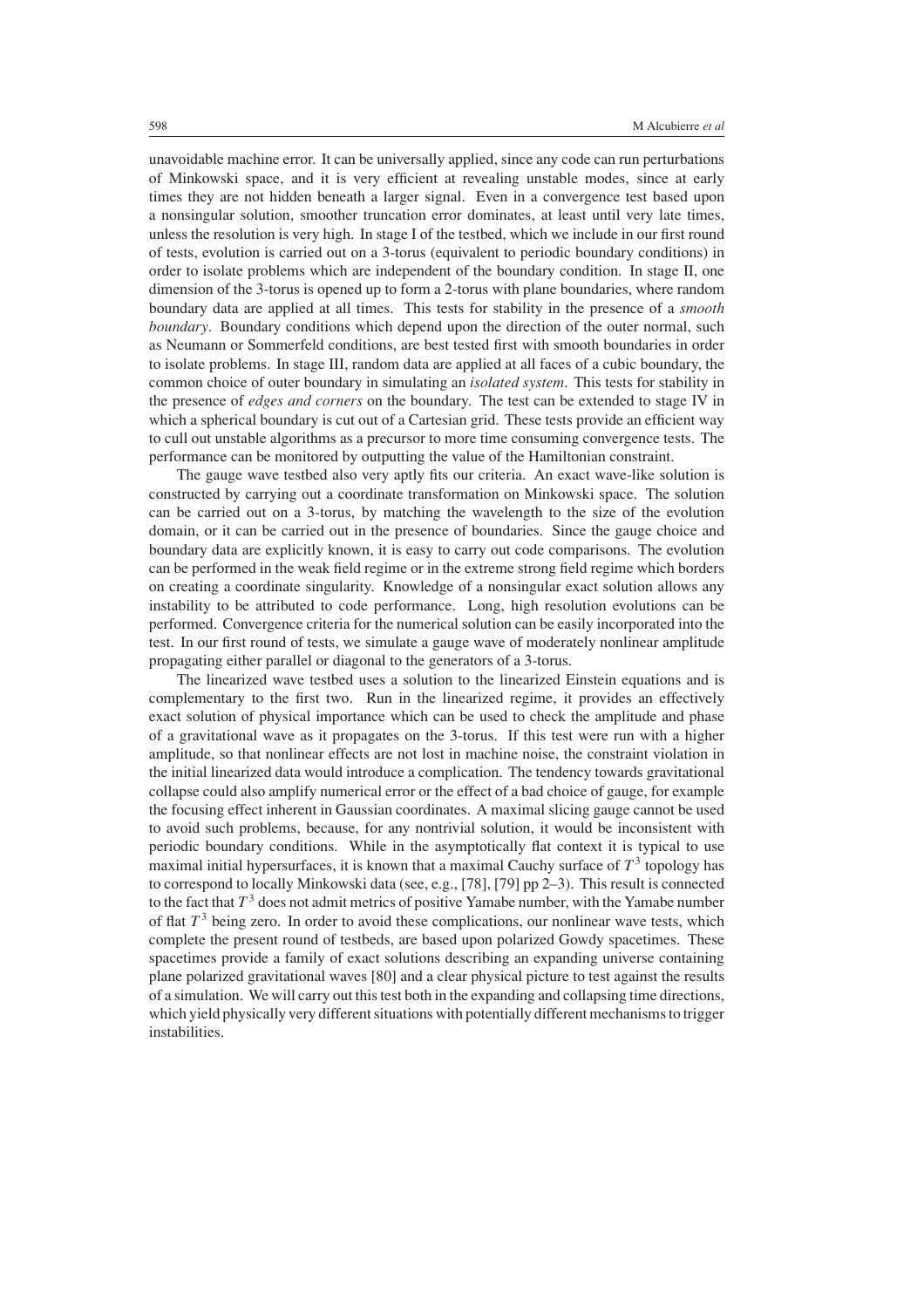unavoidable machine error. It can be universally applied, since any code can run perturbations of Minkowski space, and it is very efficient at revealing unstable modes, since at early times they are not hidden beneath a larger signal. Even in a convergence test based upon a nonsingular solution, smoother truncation error dominates, at least until very late times, unless the resolution is very high. In stage I of the testbed, which we include in our first round of tests, evolution is carried out on a 3-torus (equivalent to periodic boundary conditions) in order to isolate problems which are independent of the boundary condition. In stage II, one dimension of the 3-torus is opened up to form a 2-torus with plane boundaries, where random boundary data are applied at all times. This tests for stability in the presence of a *smooth boundary*. Boundary conditions which depend upon the direction of the outer normal, such as Neumann or Sommerfeld conditions, are best tested first with smooth boundaries in order to isolate problems. In stage III, random data are applied at all faces of a cubic boundary, the common choice of outer boundary in simulating an *isolated system*. This tests for stability in the presence of *edges and corners* on the boundary. The test can be extended to stage IV in which a spherical boundary is cut out of a Cartesian grid. These tests provide an efficient way to cull out unstable algorithms as a precursor to more time consuming convergence tests. The performance can be monitored by outputting the value of the Hamiltonian constraint.

The gauge wave testbed also very aptly fits our criteria. An exact wave-like solution is constructed by carrying out a coordinate transformation on Minkowski space. The solution can be carried out on a 3-torus, by matching the wavelength to the size of the evolution domain, or it can be carried out in the presence of boundaries. Since the gauge choice and boundary data are explicitly known, it is easy to carry out code comparisons. The evolution can be performed in the weak field regime or in the extreme strong field regime which borders on creating a coordinate singularity. Knowledge of a nonsingular exact solution allows any instability to be attributed to code performance. Long, high resolution evolutions can be performed. Convergence criteria for the numerical solution can be easily incorporated into the test. In our first round of tests, we simulate a gauge wave of moderately nonlinear amplitude propagating either parallel or diagonal to the generators of a 3-torus.

The linearized wave testbed uses a solution to the linearized Einstein equations and is complementary to the first two. Run in the linearized regime, it provides an effectively exact solution of physical importance which can be used to check the amplitude and phase of a gravitational wave as it propagates on the 3-torus. If this test were run with a higher amplitude, so that nonlinear effects are not lost in machine noise, the constraint violation in the initial linearized data would introduce a complication. The tendency towards gravitational collapse could also amplify numerical error or the effect of a bad choice of gauge, for example the focusing effect inherent in Gaussian coordinates. A maximal slicing gauge cannot be used to avoid such problems, because, for any nontrivial solution, it would be inconsistent with periodic boundary conditions. While in the asymptotically flat context it is typical to use maximal initial hypersurfaces, it is known that a maximal Cauchy surface of $T^3$ topology has to correspond to locally Minkowski data (see, e.g., [78], [79] pp 2–3). This result is connected to the fact that $T^3$ does not admit metrics of positive Yamabe number, with the Yamabe number of flat $T^3$ being zero. In order to avoid these complications, our nonlinear wave tests, which complete the present round of testbeds, are based upon polarized Gowdy spacetimes. These spacetimes provide a family of exact solutions describing an expanding universe containing plane polarized gravitational waves [80] and a clear physical picture to test against the results of a simulation. We will carry out this test both in the expanding and collapsing time directions, which yield physically very different situations with potentially different mechanisms to trigger instabilities.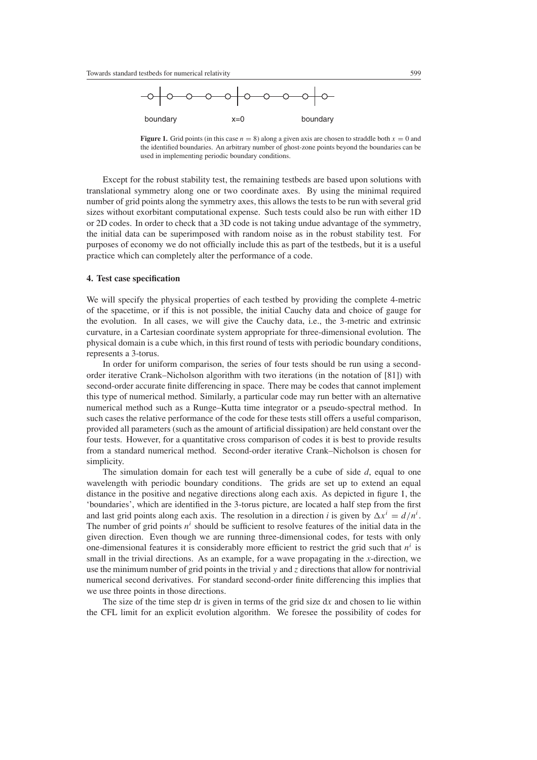boundary x=0 boundary

**Figure 1.** Grid points (in this case $n = 8$) along a given axis are chosen to straddle both $x = 0$ and the identified boundaries. An arbitrary number of ghost-zone points beyond the boundaries can be used in implementing periodic boundary conditions.

Except for the robust stability test, the remaining testbeds are based upon solutions with translational symmetry along one or two coordinate axes. By using the minimal required number of grid points along the symmetry axes, this allows the tests to be run with several grid sizes without exorbitant computational expense. Such tests could also be run with either 1D or 2D codes. In order to check that a 3D code is not taking undue advantage of the symmetry, the initial data can be superimposed with random noise as in the robust stability test. For purposes of economy we do not officially include this as part of the testbeds, but it is a useful practice which can completely alter the performance of a code.

## 4. Test case specification

We will specify the physical properties of each testbed by providing the complete 4-metric of the spacetime, or if this is not possible, the initial Cauchy data and choice of gauge for the evolution. In all cases, we will give the Cauchy data, i.e., the 3-metric and extrinsic curvature, in a Cartesian coordinate system appropriate for three-dimensional evolution. The physical domain is a cube which, in this first round of tests with periodic boundary conditions, represents a 3-torus.

In order for uniform comparison, the series of four tests should be run using a second-order iterative Crank–Nicholson algorithm with two iterations (in the notation of [81]) with second-order accurate finite differencing in space. There may be codes that cannot implement this type of numerical method. Similarly, a particular code may run better with an alternative numerical method such as a Runge–Kutta time integrator or a pseudo-spectral method. In such cases the relative performance of the code for these tests still offers a useful comparison, provided all parameters (such as the amount of artificial dissipation) are held constant over the four tests. However, for a quantitative cross comparison of codes it is best to provide results from a standard numerical method. Second-order iterative Crank–Nicholson is chosen for simplicity.

The simulation domain for each test will generally be a cube of side $d$, equal to one wavelength with periodic boundary conditions. The grids are set up to extend an equal distance in the positive and negative directions along each axis. As depicted in figure 1, the 'boundaries', which are identified in the 3-torus picture, are located a half step from the first and last grid points along each axis. The resolution in a direction $i$ is given by $\Delta x^i = d/n^i$. The number of grid points $n^i$ should be sufficient to resolve features of the initial data in the given direction. Even though we are running three-dimensional codes, for tests with only one-dimensional features it is considerably more efficient to restrict the grid such that $n^i$ is small in the trivial directions. As an example, for a wave propagating in the $x$-direction, we use the minimum number of grid points in the trivial $y$ and $z$ directions that allow for nontrivial numerical second derivatives. For standard second-order finite differencing this implies that we use three points in those directions.

The size of the time step $\mathrm{d}t$ is given in terms of the grid size $\mathrm{d}x$ and chosen to lie within the CFL limit for an explicit evolution algorithm. We foresee the possibility of codes for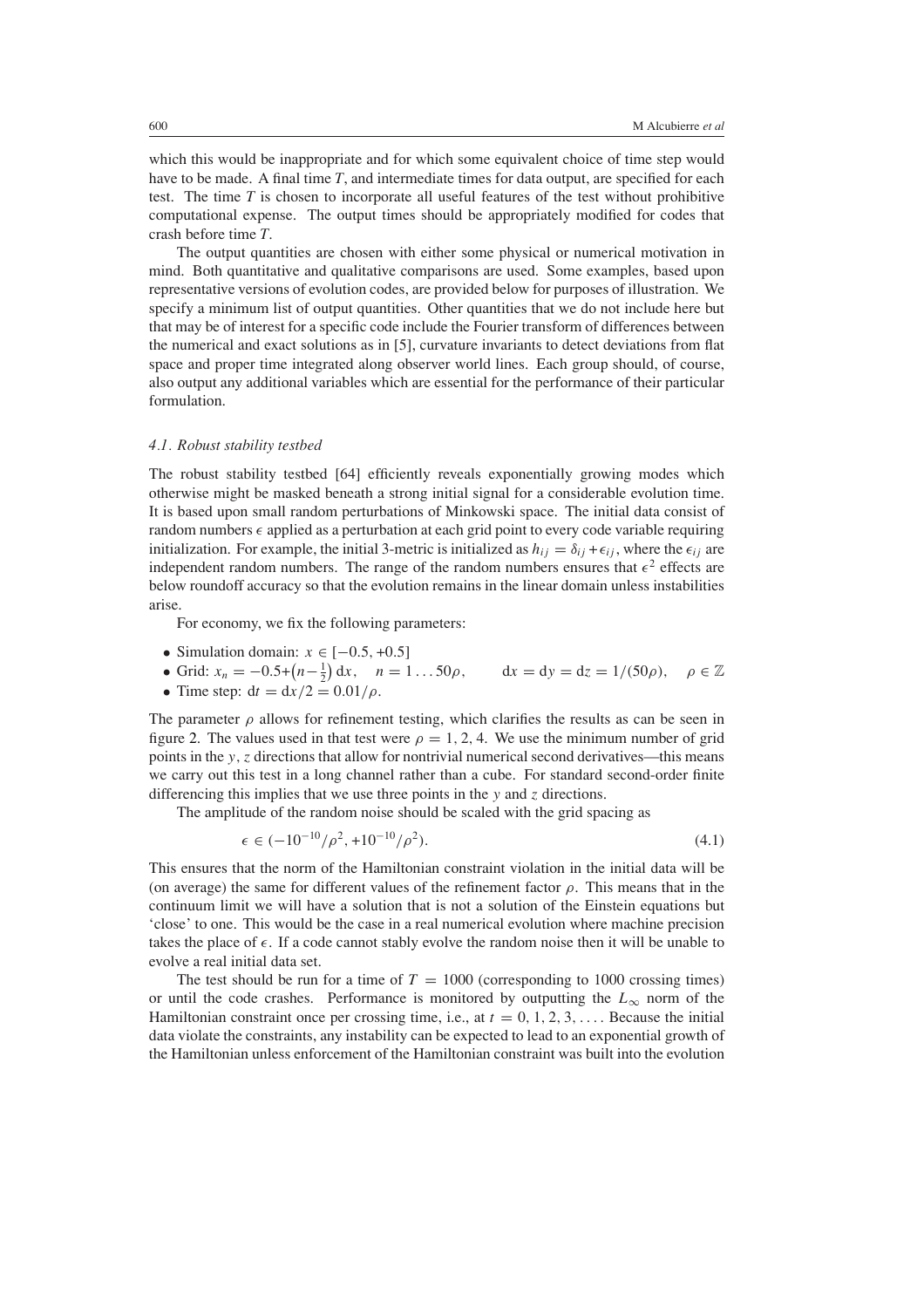which this would be inappropriate and for which some equivalent choice of time step would have to be made. A final time $T$, and intermediate times for data output, are specified for each test. The time $T$ is chosen to incorporate all useful features of the test without prohibitive computational expense. The output times should be appropriately modified for codes that crash before time $T$.

The output quantities are chosen with either some physical or numerical motivation in mind. Both quantitative and qualitative comparisons are used. Some examples, based upon representative versions of evolution codes, are provided below for purposes of illustration. We specify a minimum list of output quantities. Other quantities that we do not include here but that may be of interest for a specific code include the Fourier transform of differences between the numerical and exact solutions as in [5], curvature invariants to detect deviations from flat space and proper time integrated along observer world lines. Each group should, of course, also output any additional variables which are essential for the performance of their particular formulation.

### *4.1. Robust stability testbed*

The robust stability testbed [64] efficiently reveals exponentially growing modes which otherwise might be masked beneath a strong initial signal for a considerable evolution time. It is based upon small random perturbations of Minkowski space. The initial data consist of random numbers $\epsilon$ applied as a perturbation at each grid point to every code variable requiring initialization. For example, the initial 3-metric is initialized as $h_{ij} = \delta_{ij} + \epsilon_{ij}$, where the $\epsilon_{ij}$ are independent random numbers. The range of the random numbers ensures that $\epsilon^2$ effects are below roundoff accuracy so that the evolution remains in the linear domain unless instabilities arise.

For economy, we fix the following parameters:

- Simulation domain: $x \in [-0.5, +0.5]$
- Grid: $x_n = -0.5 + \left(n - \frac{1}{2}\right) \mathrm{d}x, \quad n = 1 \ldots 50\rho, \qquad \mathrm{d}x = \mathrm{d}y = \mathrm{d}z = 1/(50\rho), \quad \rho \in \mathbb{Z}$
- Time step: $\mathrm{d}t = \mathrm{d}x/2 = 0.01/\rho$.

The parameter $\rho$ allows for refinement testing, which clarifies the results as can be seen in figure 2. The values used in that test were $\rho = 1, 2, 4$. We use the minimum number of grid points in the $y$, $z$ directions that allow for nontrivial numerical second derivatives—this means we carry out this test in a long channel rather than a cube. For standard second-order finite differencing this implies that we use three points in the $y$ and $z$ directions.

The amplitude of the random noise should be scaled with the grid spacing as

$$\epsilon \in (-10^{-10}/\rho^2, +10^{-10}/\rho^2). \tag{4.1}$$

This ensures that the norm of the Hamiltonian constraint violation in the initial data will be (on average) the same for different values of the refinement factor $\rho$. This means that in the continuum limit we will have a solution that is not a solution of the Einstein equations but 'close' to one. This would be the case in a real numerical evolution where machine precision takes the place of $\epsilon$. If a code cannot stably evolve the random noise then it will be unable to evolve a real initial data set.

The test should be run for a time of $T = 1000$ (corresponding to 1000 crossing times) or until the code crashes. Performance is monitored by outputting the $L_\infty$ norm of the Hamiltonian constraint once per crossing time, i.e., at $t = 0, 1, 2, 3, \ldots$. Because the initial data violate the constraints, any instability can be expected to lead to an exponential growth of the Hamiltonian unless enforcement of the Hamiltonian constraint was built into the evolution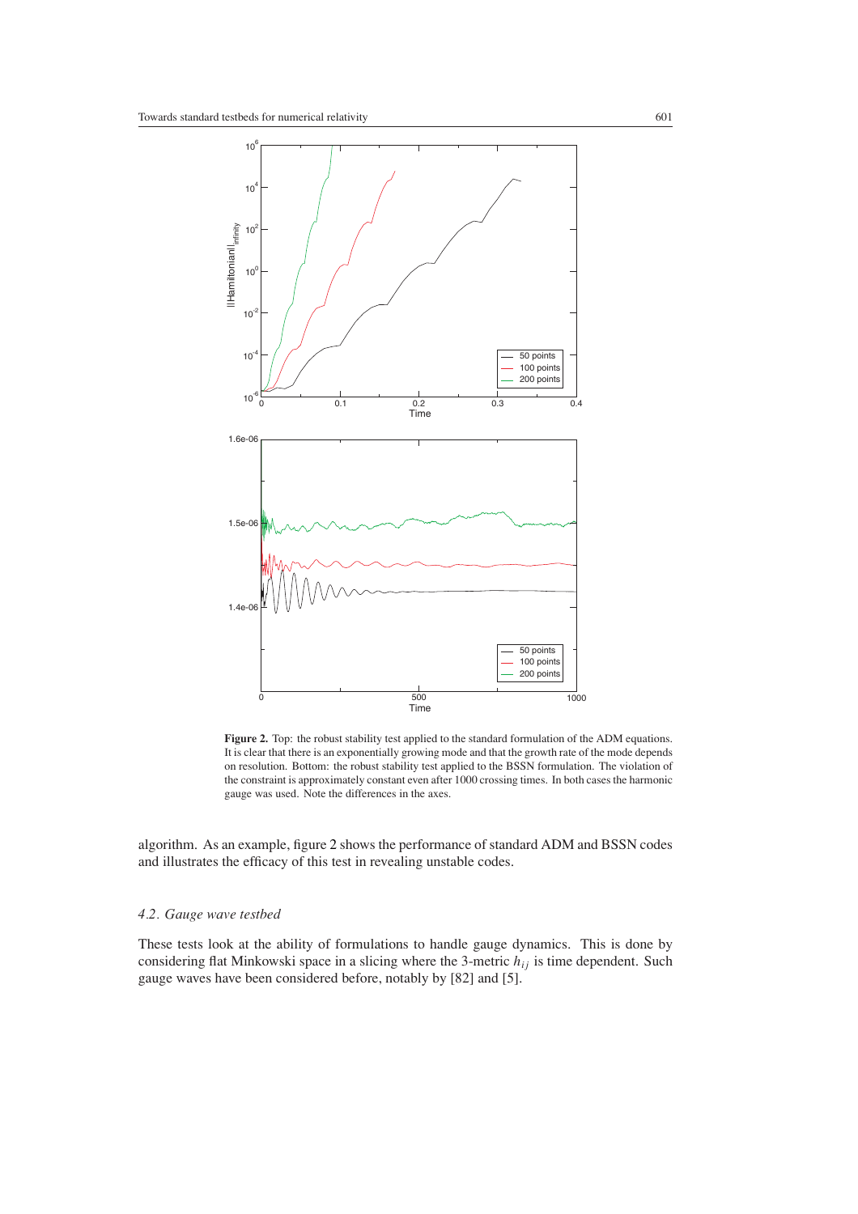**Figure 2.** Top: the robust stability test applied to the standard formulation of the ADM equations. It is clear that there is an exponentially growing mode and that the growth rate of the mode depends on resolution. Bottom: the robust stability test applied to the BSSN formulation. The violation of the constraint is approximately constant even after 1000 crossing times. In both cases the harmonic gauge was used. Note the differences in the axes.

algorithm. As an example, figure 2 shows the performance of standard ADM and BSSN codes and illustrates the efficacy of this test in revealing unstable codes.

### *4.2. Gauge wave testbed*

These tests look at the ability of formulations to handle gauge dynamics. This is done by considering flat Minkowski space in a slicing where the 3-metric $h_{ij}$ is time dependent. Such gauge waves have been considered before, notably by [82] and [5].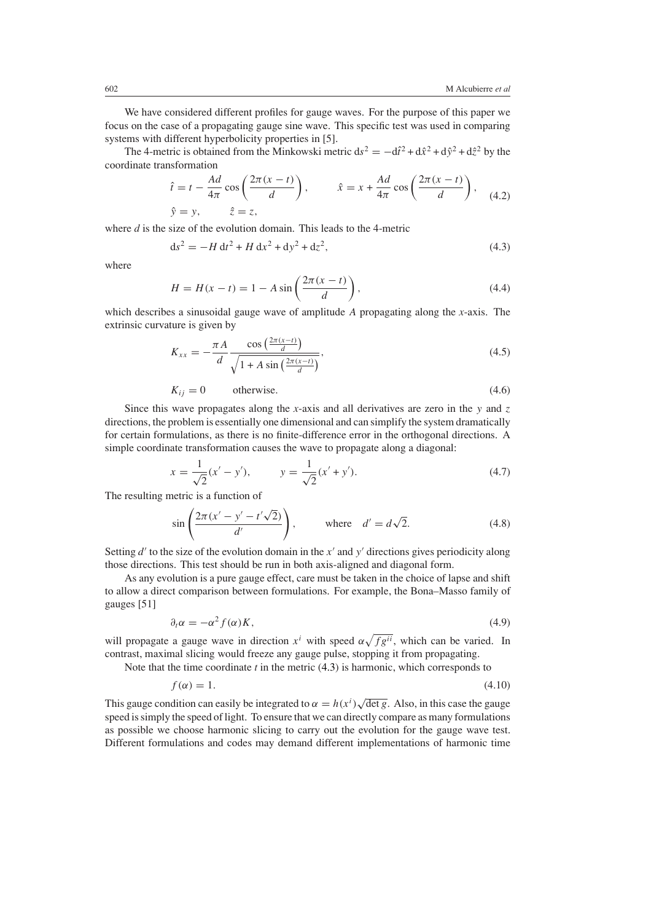We have considered different profiles for gauge waves. For the purpose of this paper we focus on the case of a propagating gauge sine wave. This specific test was used in comparing systems with different hyperbolicity properties in [5].

The 4-metric is obtained from the Minkowski metric $\mathrm{d}s^2 = -\mathrm{d}\hat{t}^2 + \mathrm{d}\hat{x}^2 + \mathrm{d}\hat{y}^2 + \mathrm{d}\hat{z}^2$ by the coordinate transformation

$$\hat{t} = t - \frac{Ad}{4\pi}\cos\left(\frac{2\pi(x-t)}{d}\right), \qquad \hat{x} = x + \frac{Ad}{4\pi}\cos\left(\frac{2\pi(x-t)}{d}\right), \qquad \hat{y} = y, \qquad \hat{z} = z, \tag{4.2}$$

where $d$ is the size of the evolution domain. This leads to the 4-metric

$$\mathrm{d}s^2 = -H\,\mathrm{d}t^2 + H\,\mathrm{d}x^2 + \mathrm{d}y^2 + \mathrm{d}z^2, \tag{4.3}$$

where

$$H = H(x-t) = 1 - A\sin\left(\frac{2\pi(x-t)}{d}\right), \tag{4.4}$$

which describes a sinusoidal gauge wave of amplitude $A$ propagating along the $x$-axis. The extrinsic curvature is given by

$$K_{xx} = -\frac{\pi A}{d}\frac{\cos\left(\frac{2\pi(x-t)}{d}\right)}{\sqrt{1 + A\sin\left(\frac{2\pi(x-t)}{d}\right)}}, \tag{4.5}$$

$$K_{ij} = 0 \qquad \text{otherwise.} \tag{4.6}$$

Since this wave propagates along the $x$-axis and all derivatives are zero in the $y$ and $z$ directions, the problem is essentially one dimensional and can simplify the system dramatically for certain formulations, as there is no finite-difference error in the orthogonal directions. A simple coordinate transformation causes the wave to propagate along a diagonal:

$$x = \frac{1}{\sqrt{2}}(x' - y'), \qquad y = \frac{1}{\sqrt{2}}(x' + y'). \tag{4.7}$$

The resulting metric is a function of

$$\sin\left(\frac{2\pi(x' - y' - t'\sqrt{2})}{d'}\right), \qquad \text{where} \quad d' = d\sqrt{2}. \tag{4.8}$$

Setting $d'$ to the size of the evolution domain in the $x'$ and $y'$ directions gives periodicity along those directions. This test should be run in both axis-aligned and diagonal form.

As any evolution is a pure gauge effect, care must be taken in the choice of lapse and shift to allow a direct comparison between formulations. For example, the Bona–Masso family of gauges [51]

$$\partial_t\alpha = -\alpha^2 f(\alpha)K, \tag{4.9}$$

will propagate a gauge wave in direction $x^i$ with speed $\alpha\sqrt{fg^{ii}}$, which can be varied. In contrast, maximal slicing would freeze any gauge pulse, stopping it from propagating.

Note that the time coordinate $t$ in the metric (4.3) is harmonic, which corresponds to

$$f(\alpha) = 1. \tag{4.10}$$

This gauge condition can easily be integrated to $\alpha = h(x^i)\sqrt{\det g}$. Also, in this case the gauge speed is simply the speed of light. To ensure that we can directly compare as many formulations as possible we choose harmonic slicing to carry out the evolution for the gauge wave test. Different formulations and codes may demand different implementations of harmonic time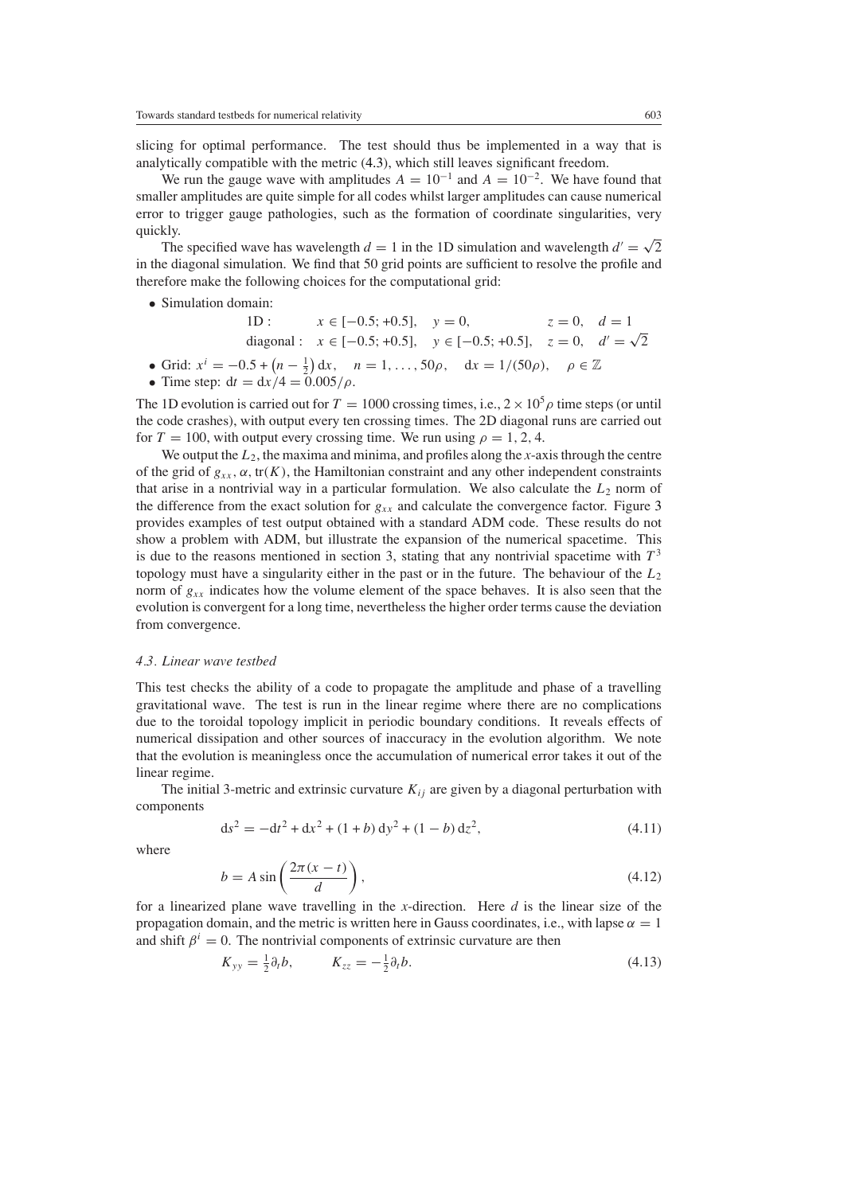slicing for optimal performance. The test should thus be implemented in a way that is analytically compatible with the metric (4.3), which still leaves significant freedom.

We run the gauge wave with amplitudes $A = 10^{-1}$ and $A = 10^{-2}$. We have found that smaller amplitudes are quite simple for all codes whilst larger amplitudes can cause numerical error to trigger gauge pathologies, such as the formation of coordinate singularities, very quickly.

The specified wave has wavelength $d = 1$ in the 1D simulation and wavelength $d' = \sqrt{2}$ in the diagonal simulation. We find that 50 grid points are sufficient to resolve the profile and therefore make the following choices for the computational grid:

- Simulation domain:

$$\begin{array}{llll} \text{1D}: & x \in [-0.5; +0.5], & y = 0, & z = 0, \quad d = 1 \\ \text{diagonal}: & x \in [-0.5; +0.5], & y \in [-0.5; +0.5], & z = 0, \quad d' = \sqrt{2} \end{array}$$

- Grid: $x^i = -0.5 + \left(n - \frac{1}{2}\right) \mathrm{d}x, \quad n = 1, \ldots, 50\rho, \quad \mathrm{d}x = 1/(50\rho), \quad \rho \in \mathbb{Z}$
- Time step: $\mathrm{d}t = \mathrm{d}x/4 = 0.005/\rho$.

The 1D evolution is carried out for $T = 1000$ crossing times, i.e., $2 \times 10^5 \rho$ time steps (or until the code crashes), with output every ten crossing times. The 2D diagonal runs are carried out for $T = 100$, with output every crossing time. We run using $\rho = 1, 2, 4$.

We output the $L_2$, the maxima and minima, and profiles along the $x$-axis through the centre of the grid of $g_{xx}$, $\alpha$, $\mathrm{tr}(K)$, the Hamiltonian constraint and any other independent constraints that arise in a nontrivial way in a particular formulation. We also calculate the $L_2$ norm of the difference from the exact solution for $g_{xx}$ and calculate the convergence factor. Figure 3 provides examples of test output obtained with a standard ADM code. These results do not show a problem with ADM, but illustrate the expansion of the numerical spacetime. This is due to the reasons mentioned in section 3, stating that any nontrivial spacetime with $T^3$ topology must have a singularity either in the past or in the future. The behaviour of the $L_2$ norm of $g_{xx}$ indicates how the volume element of the space behaves. It is also seen that the evolution is convergent for a long time, nevertheless the higher order terms cause the deviation from convergence.

### *4.3. Linear wave testbed*

This test checks the ability of a code to propagate the amplitude and phase of a travelling gravitational wave. The test is run in the linear regime where there are no complications due to the toroidal topology implicit in periodic boundary conditions. It reveals effects of numerical dissipation and other sources of inaccuracy in the evolution algorithm. We note that the evolution is meaningless once the accumulation of numerical error takes it out of the linear regime.

The initial 3-metric and extrinsic curvature $K_{ij}$ are given by a diagonal perturbation with components

$$\mathrm{d}s^2 = -\mathrm{d}t^2 + \mathrm{d}x^2 + (1 + b)\,\mathrm{d}y^2 + (1 - b)\,\mathrm{d}z^2, \tag{4.11}$$

where

$$b = A \sin\left(\frac{2\pi(x - t)}{d}\right), \tag{4.12}$$

for a linearized plane wave travelling in the $x$-direction. Here $d$ is the linear size of the propagation domain, and the metric is written here in Gauss coordinates, i.e., with lapse $\alpha = 1$ and shift $\beta^i = 0$. The nontrivial components of extrinsic curvature are then

$$K_{yy} = \tfrac{1}{2}\partial_t b, \qquad K_{zz} = -\tfrac{1}{2}\partial_t b. \tag{4.13}$$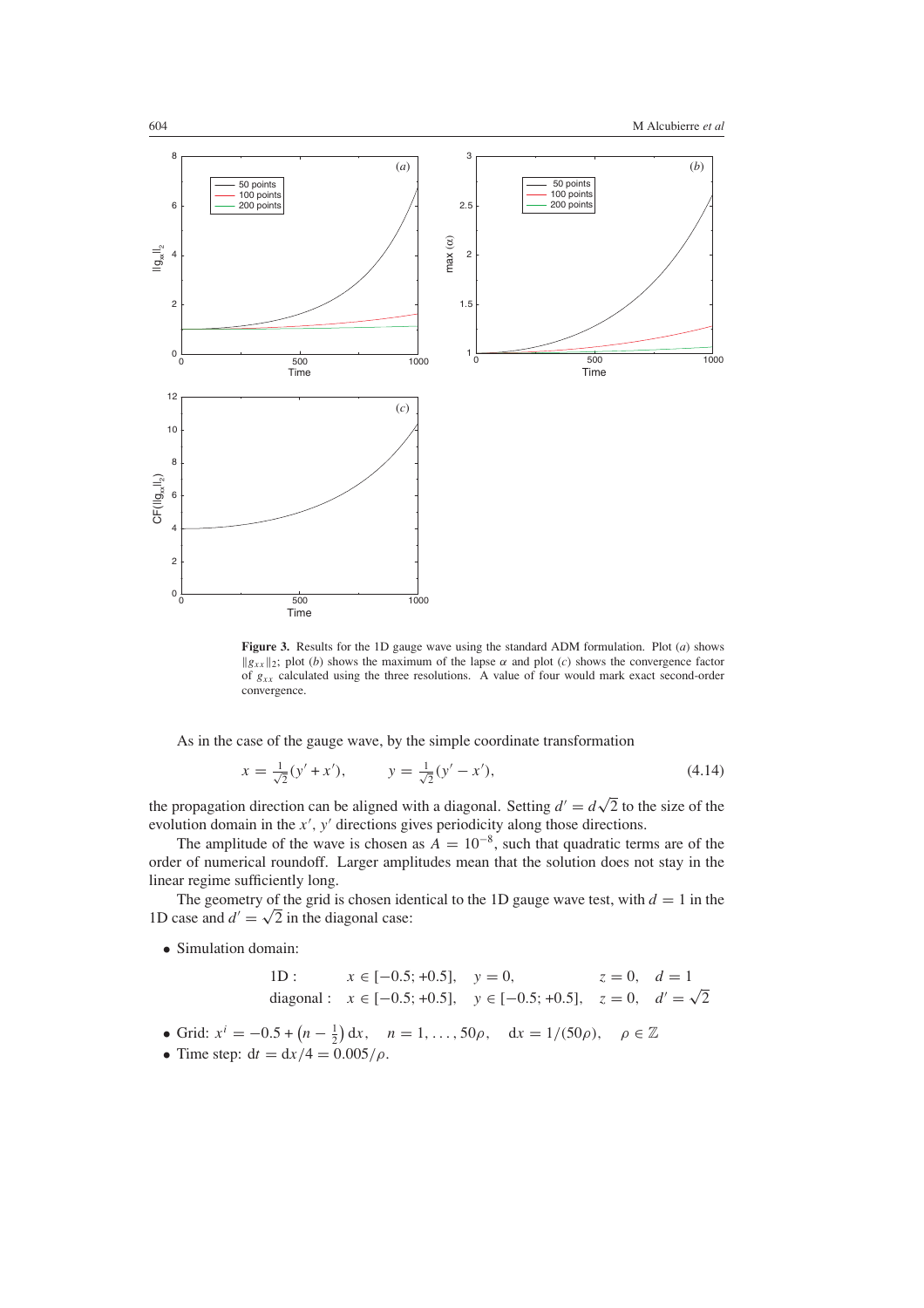**Figure 3.** Results for the 1D gauge wave using the standard ADM formulation. Plot (*a*) shows $\|g_{xx}\|_2$; plot (*b*) shows the maximum of the lapse $\alpha$ and plot (*c*) shows the convergence factor of $g_{xx}$ calculated using the three resolutions. A value of four would mark exact second-order convergence.

As in the case of the gauge wave, by the simple coordinate transformation

$$x = \tfrac{1}{\sqrt{2}}(y' + x'), \qquad y = \tfrac{1}{\sqrt{2}}(y' - x'), \tag{4.14}$$

the propagation direction can be aligned with a diagonal. Setting $d' = d\sqrt{2}$ to the size of the evolution domain in the $x'$, $y'$ directions gives periodicity along those directions.

The amplitude of the wave is chosen as $A = 10^{-8}$, such that quadratic terms are of the order of numerical roundoff. Larger amplitudes mean that the solution does not stay in the linear regime sufficiently long.

The geometry of the grid is chosen identical to the 1D gauge wave test, with $d = 1$ in the 1D case and $d' = \sqrt{2}$ in the diagonal case:

- Simulation domain:

$$\begin{array}{lllll} \text{1D :} & x \in [-0.5; +0.5], & y = 0, & z = 0, & d = 1 \\ \text{diagonal :} & x \in [-0.5; +0.5], & y \in [-0.5; +0.5], & z = 0, & d' = \sqrt{2} \end{array}$$

- Grid: $x^i = -0.5 + \left(n - \frac{1}{2}\right) \mathrm{d}x, \quad n = 1, \ldots, 50\rho, \quad \mathrm{d}x = 1/(50\rho), \quad \rho \in \mathbb{Z}$
- Time step: $\mathrm{d}t = \mathrm{d}x/4 = 0.005/\rho$.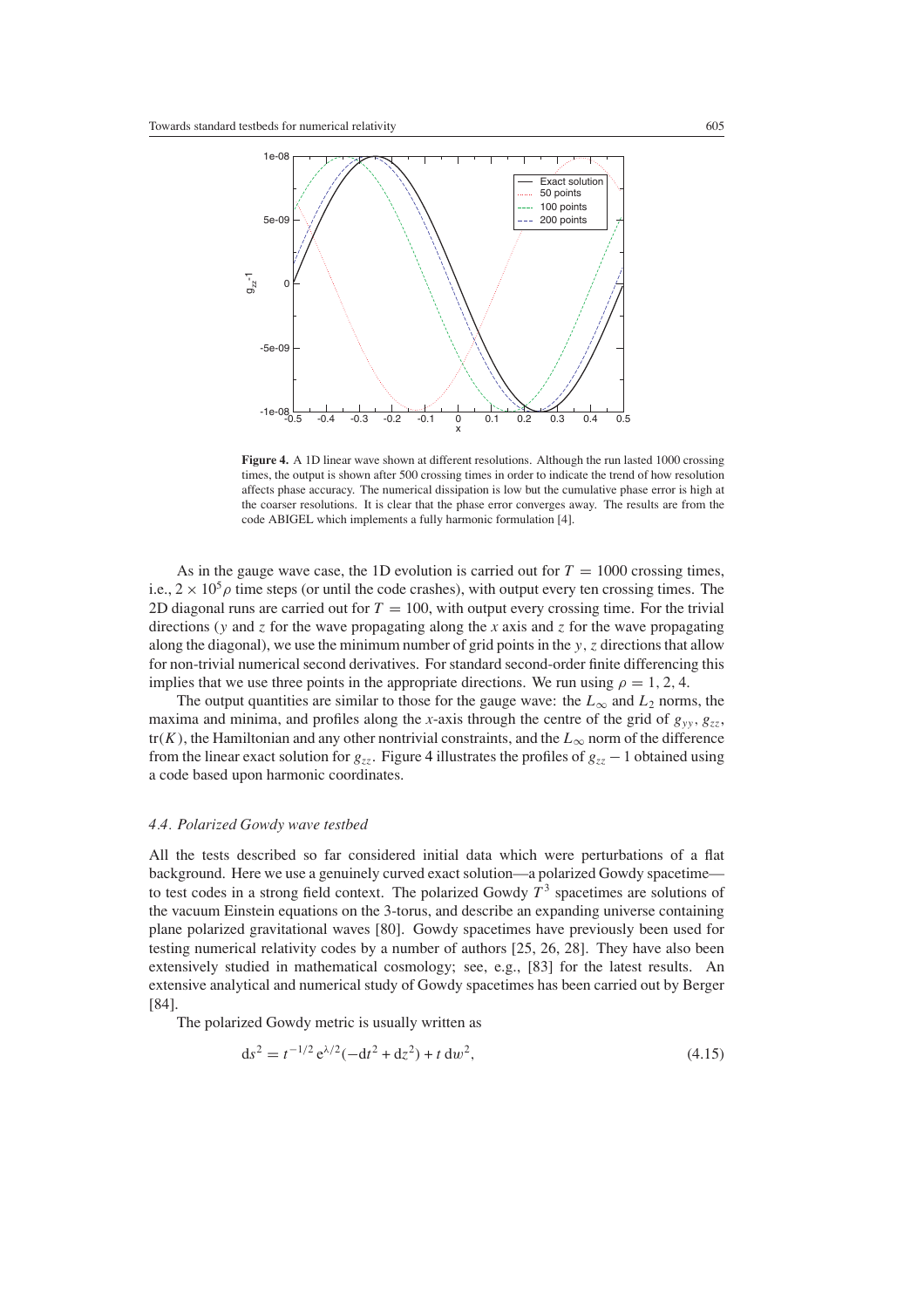**Figure 4.** A 1D linear wave shown at different resolutions. Although the run lasted 1000 crossing times, the output is shown after 500 crossing times in order to indicate the trend of how resolution affects phase accuracy. The numerical dissipation is low but the cumulative phase error is high at the coarser resolutions. It is clear that the phase error converges away. The results are from the code ABIGEL which implements a fully harmonic formulation [4].

As in the gauge wave case, the 1D evolution is carried out for $T = 1000$ crossing times, i.e., $2 \times 10^5 \rho$ time steps (or until the code crashes), with output every ten crossing times. The 2D diagonal runs are carried out for $T = 100$, with output every crossing time. For the trivial directions ($y$ and $z$ for the wave propagating along the $x$ axis and $z$ for the wave propagating along the diagonal), we use the minimum number of grid points in the $y$, $z$ directions that allow for non-trivial numerical second derivatives. For standard second-order finite differencing this implies that we use three points in the appropriate directions. We run using $\rho = 1, 2, 4$.

The output quantities are similar to those for the gauge wave: the $L_\infty$ and $L_2$ norms, the maxima and minima, and profiles along the $x$-axis through the centre of the grid of $g_{yy}$, $g_{zz}$, $\mathrm{tr}(K)$, the Hamiltonian and any other nontrivial constraints, and the $L_\infty$ norm of the difference from the linear exact solution for $g_{zz}$. Figure 4 illustrates the profiles of $g_{zz} - 1$ obtained using a code based upon harmonic coordinates.

### *4.4. Polarized Gowdy wave testbed*

All the tests described so far considered initial data which were perturbations of a flat background. Here we use a genuinely curved exact solution—a polarized Gowdy spacetime—to test codes in a strong field context. The polarized Gowdy $T^3$ spacetimes are solutions of the vacuum Einstein equations on the 3-torus, and describe an expanding universe containing plane polarized gravitational waves [80]. Gowdy spacetimes have previously been used for testing numerical relativity codes by a number of authors [25, 26, 28]. They have also been extensively studied in mathematical cosmology; see, e.g., [83] for the latest results. An extensive analytical and numerical study of Gowdy spacetimes has been carried out by Berger [84].

The polarized Gowdy metric is usually written as

$$ds^2 = t^{-1/2}\,\mathrm{e}^{\lambda/2}(-\mathrm{d}t^2 + \mathrm{d}z^2) + t\,\mathrm{d}w^2, \tag{4.15}$$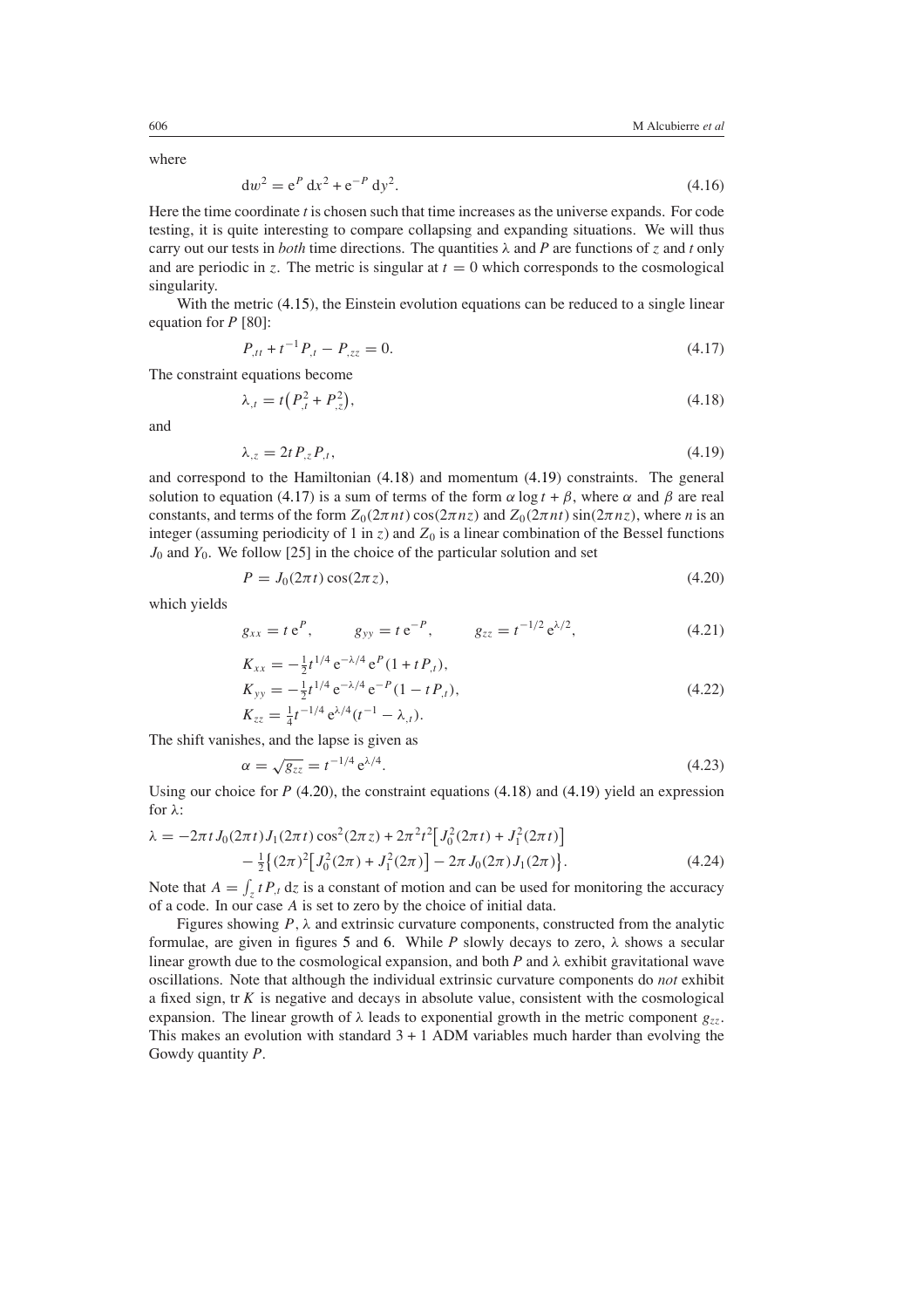where

$$dw^2 = e^P\, dx^2 + e^{-P}\, dy^2. \tag{4.16}$$

Here the time coordinate $t$ is chosen such that time increases as the universe expands. For code testing, it is quite interesting to compare collapsing and expanding situations. We will thus carry out our tests in *both* time directions. The quantities $\lambda$ and $P$ are functions of $z$ and $t$ only and are periodic in $z$. The metric is singular at $t = 0$ which corresponds to the cosmological singularity.

With the metric (4.15), the Einstein evolution equations can be reduced to a single linear equation for $P$ [80]:

$$P_{,tt} + t^{-1} P_{,t} - P_{,zz} = 0. \tag{4.17}$$

The constraint equations become

$$\lambda_{,t} = t\left(P_{,t}^2 + P_{,z}^2\right), \tag{4.18}$$

and

$$\lambda_{,z} = 2t\, P_{,z} P_{,t}, \tag{4.19}$$

and correspond to the Hamiltonian (4.18) and momentum (4.19) constraints. The general solution to equation (4.17) is a sum of terms of the form $\alpha \log t + \beta$, where $\alpha$ and $\beta$ are real constants, and terms of the form $Z_0(2\pi n t)\cos(2\pi n z)$ and $Z_0(2\pi n t)\sin(2\pi n z)$, where $n$ is an integer (assuming periodicity of 1 in $z$) and $Z_0$ is a linear combination of the Bessel functions $J_0$ and $Y_0$. We follow [25] in the choice of the particular solution and set

$$P = J_0(2\pi t)\cos(2\pi z), \tag{4.20}$$

which yields

$$g_{xx} = t\, e^{P}, \qquad g_{yy} = t\, e^{-P}, \qquad g_{zz} = t^{-1/2} e^{\lambda/2}, \tag{4.21}$$

$$\begin{aligned} K_{xx} &= -\tfrac{1}{2} t^{1/4} e^{-\lambda/4} e^{P}(1 + t P_{,t}), \\ K_{yy} &= -\tfrac{1}{2} t^{1/4} e^{-\lambda/4} e^{-P}(1 - t P_{,t}), \\ K_{zz} &= \tfrac{1}{4} t^{-1/4} e^{\lambda/4}(t^{-1} - \lambda_{,t}). \end{aligned} \tag{4.22}$$

The shift vanishes, and the lapse is given as

$$\alpha = \sqrt{g_{zz}} = t^{-1/4} e^{\lambda/4}. \tag{4.23}$$

Using our choice for $P$ (4.20), the constraint equations (4.18) and (4.19) yield an expression for $\lambda$:

$$\begin{aligned} \lambda = &-2\pi t J_0(2\pi t) J_1(2\pi t)\cos^2(2\pi z) + 2\pi^2 t^2\left[J_0^2(2\pi t) + J_1^2(2\pi t)\right] \\ &- \tfrac{1}{2}\left\{(2\pi)^2\left[J_0^2(2\pi) + J_1^2(2\pi)\right] - 2\pi J_0(2\pi) J_1(2\pi)\right\}. \end{aligned} \tag{4.24}$$

Note that $A = \int_z t P_{,t}\, dz$ is a constant of motion and can be used for monitoring the accuracy of a code. In our case $A$ is set to zero by the choice of initial data.

Figures showing $P$, $\lambda$ and extrinsic curvature components, constructed from the analytic formulae, are given in figures 5 and 6. While $P$ slowly decays to zero, $\lambda$ shows a secular linear growth due to the cosmological expansion, and both $P$ and $\lambda$ exhibit gravitational wave oscillations. Note that although the individual extrinsic curvature components do *not* exhibit a fixed sign, tr $K$ is negative and decays in absolute value, consistent with the cosmological expansion. The linear growth of $\lambda$ leads to exponential growth in the metric component $g_{zz}$. This makes an evolution with standard 3 + 1 ADM variables much harder than evolving the Gowdy quantity $P$.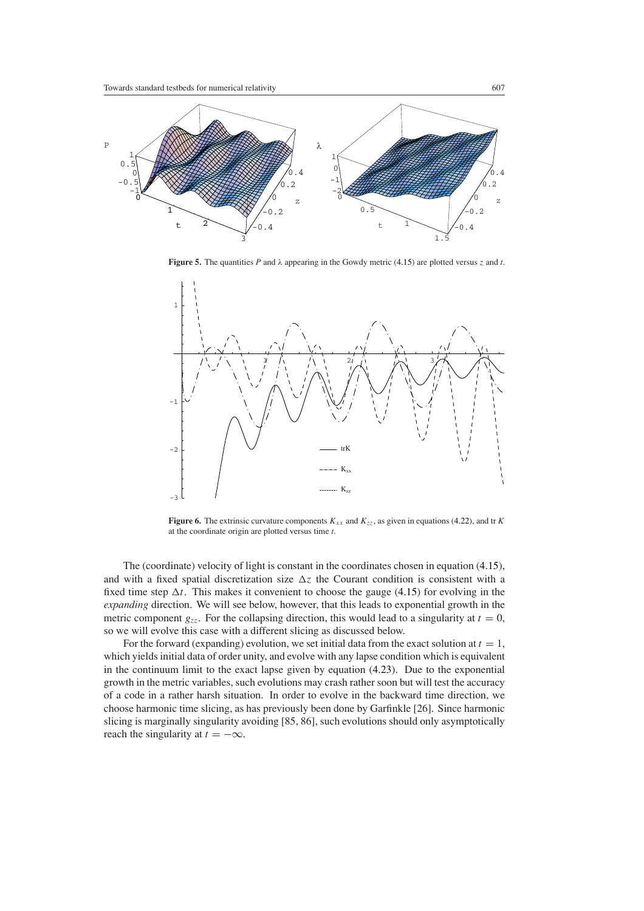**Figure 5.** The quantities $P$ and $\lambda$ appearing in the Gowdy metric (4.15) are plotted versus $z$ and $t$.

**Figure 6.** The extrinsic curvature components $K_{xx}$ and $K_{zz}$, as given in equations (4.22), and tr $K$ at the coordinate origin are plotted versus time $t$.

The (coordinate) velocity of light is constant in the coordinates chosen in equation (4.15), and with a fixed spatial discretization size $\Delta z$ the Courant condition is consistent with a fixed time step $\Delta t$. This makes it convenient to choose the gauge (4.15) for evolving in the *expanding* direction. We will see below, however, that this leads to exponential growth in the metric component $g_{zz}$. For the collapsing direction, this would lead to a singularity at $t = 0$, so we will evolve this case with a different slicing as discussed below.

For the forward (expanding) evolution, we set initial data from the exact solution at $t = 1$, which yields initial data of order unity, and evolve with any lapse condition which is equivalent in the continuum limit to the exact lapse given by equation (4.23). Due to the exponential growth in the metric variables, such evolutions may crash rather soon but will test the accuracy of a code in a rather harsh situation. In order to evolve in the backward time direction, we choose harmonic time slicing, as has previously been done by Garfinkle [26]. Since harmonic slicing is marginally singularity avoiding [85, 86], such evolutions should only asymptotically reach the singularity at $t = -\infty$.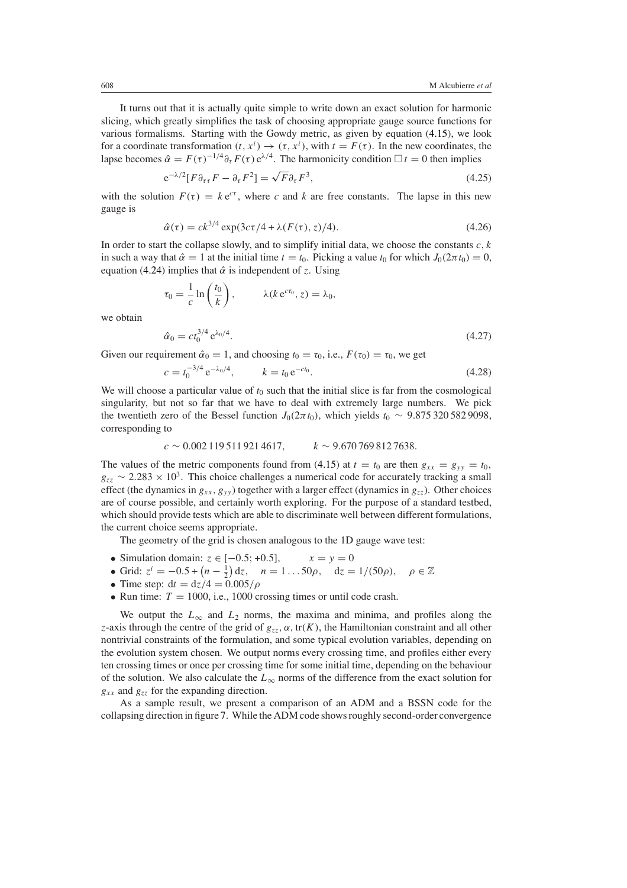It turns out that it is actually quite simple to write down an exact solution for harmonic slicing, which greatly simplifies the task of choosing appropriate gauge source functions for various formalisms. Starting with the Gowdy metric, as given by equation (4.15), we look for a coordinate transformation $(t, x^i) \to (\tau, x^i)$, with $t = F(\tau)$. In the new coordinates, the lapse becomes $\hat{\alpha} = F(\tau)^{-1/4} \partial_\tau F(\tau)\, e^{\lambda/4}$. The harmonicity condition $\Box t = 0$ then implies

$$e^{-\lambda/2}[F \partial_{\tau\tau} F - \partial_\tau F^2] = \sqrt{F} \partial_\tau F^3, \tag{4.25}$$

with the solution $F(\tau) = k\, e^{c\tau}$, where $c$ and $k$ are free constants. The lapse in this new gauge is

$$\hat{\alpha}(\tau) = ck^{3/4} \exp(3c\tau/4 + \lambda(F(\tau), z)/4). \tag{4.26}$$

In order to start the collapse slowly, and to simplify initial data, we choose the constants $c, k$ in such a way that $\hat{\alpha} = 1$ at the initial time $t = t_0$. Picking a value $t_0$ for which $J_0(2\pi t_0) = 0$, equation (4.24) implies that $\hat{\alpha}$ is independent of $z$. Using

$$\tau_0 = \frac{1}{c} \ln\left(\frac{t_0}{k}\right), \qquad \lambda(k\, e^{c\tau_0}, z) = \lambda_0,$$

we obtain

$$\hat{\alpha}_0 = ct_0^{3/4}\, e^{\lambda_0/4}. \tag{4.27}$$

Given our requirement $\hat{\alpha}_0 = 1$, and choosing $t_0 = \tau_0$, i.e., $F(\tau_0) = \tau_0$, we get

$$c = t_0^{-3/4}\, e^{-\lambda_0/4}, \qquad k = t_0\, e^{-ct_0}. \tag{4.28}$$

We will choose a particular value of $t_0$ such that the initial slice is far from the cosmological singularity, but not so far that we have to deal with extremely large numbers. We pick the twentieth zero of the Bessel function $J_0(2\pi t_0)$, which yields $t_0 \sim 9.875\,320\,582\,9098$, corresponding to

$$c \sim 0.002\,119\,511\,921\,4617, \qquad k \sim 9.670\,769\,812\,7638.$$

The values of the metric components found from (4.15) at $t = t_0$ are then $g_{xx} = g_{yy} = t_0$, $g_{zz} \sim 2.283 \times 10^3$. This choice challenges a numerical code for accurately tracking a small effect (the dynamics in $g_{xx}$, $g_{yy}$) together with a larger effect (dynamics in $g_{zz}$). Other choices are of course possible, and certainly worth exploring. For the purpose of a standard testbed, which should provide tests which are able to discriminate well between different formulations, the current choice seems appropriate.

The geometry of the grid is chosen analogous to the 1D gauge wave test:

- Simulation domain: $z \in [-0.5; +0.5]$, $\qquad x = y = 0$
- Grid: $z^i = -0.5 + \left(n - \frac{1}{2}\right) dz$, $\quad n = 1 \ldots 50\rho$, $\quad dz = 1/(50\rho)$, $\quad \rho \in \mathbb{Z}$
- Time step: $dt = dz/4 = 0.005/\rho$
- Run time: $T = 1000$, i.e., 1000 crossing times or until code crash.

We output the $L_\infty$ and $L_2$ norms, the maxima and minima, and profiles along the $z$-axis through the centre of the grid of $g_{zz}, \alpha, \mathrm{tr}(K)$, the Hamiltonian constraint and all other nontrivial constraints of the formulation, and some typical evolution variables, depending on the evolution system chosen. We output norms every crossing time, and profiles either every ten crossing times or once per crossing time for some initial time, depending on the behaviour of the solution. We also calculate the $L_\infty$ norms of the difference from the exact solution for $g_{xx}$ and $g_{zz}$ for the expanding direction.

As a sample result, we present a comparison of an ADM and a BSSN code for the collapsing direction in figure 7. While the ADM code shows roughly second-order convergence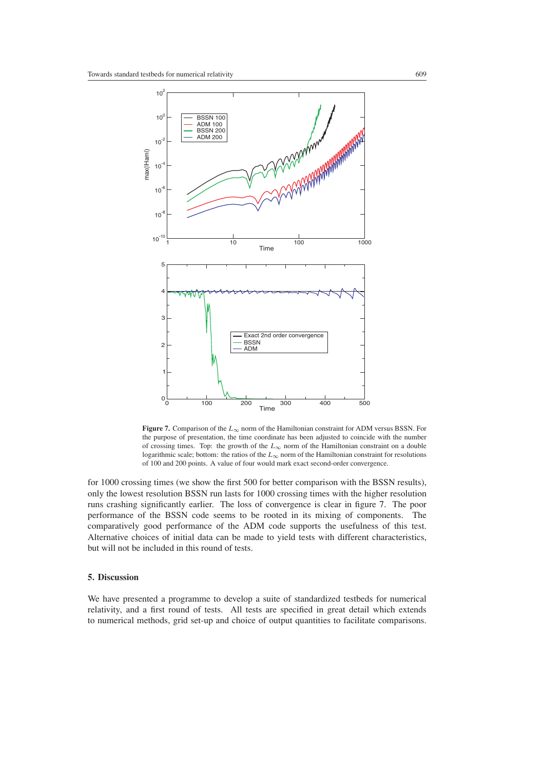**Figure 7.** Comparison of the $L_\infty$ norm of the Hamiltonian constraint for ADM versus BSSN. For the purpose of presentation, the time coordinate has been adjusted to coincide with the number of crossing times. Top: the growth of the $L_\infty$ norm of the Hamiltonian constraint on a double logarithmic scale; bottom: the ratios of the $L_\infty$ norm of the Hamiltonian constraint for resolutions of 100 and 200 points. A value of four would mark exact second-order convergence.

for 1000 crossing times (we show the first 500 for better comparison with the BSSN results), only the lowest resolution BSSN run lasts for 1000 crossing times with the higher resolution runs crashing significantly earlier. The loss of convergence is clear in figure 7. The poor performance of the BSSN code seems to be rooted in its mixing of components. The comparatively good performance of the ADM code supports the usefulness of this test. Alternative choices of initial data can be made to yield tests with different characteristics, but will not be included in this round of tests.

## 5. Discussion

We have presented a programme to develop a suite of standardized testbeds for numerical relativity, and a first round of tests. All tests are specified in great detail which extends to numerical methods, grid set-up and choice of output quantities to facilitate comparisons.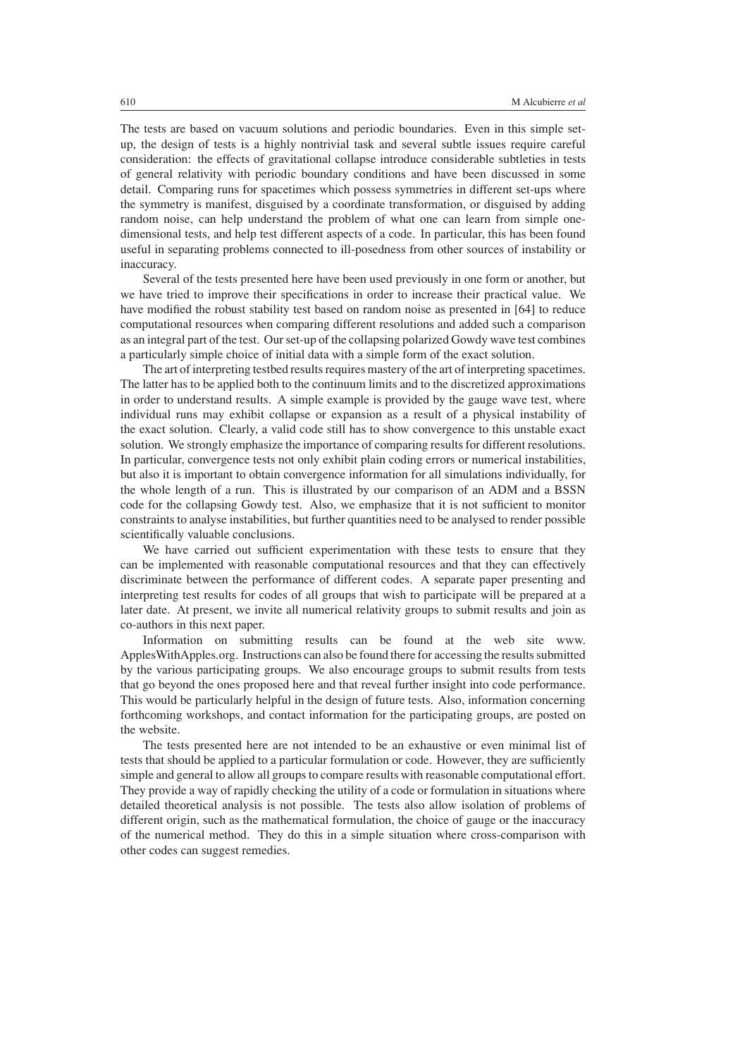The tests are based on vacuum solutions and periodic boundaries. Even in this simple set-up, the design of tests is a highly nontrivial task and several subtle issues require careful consideration: the effects of gravitational collapse introduce considerable subtleties in tests of general relativity with periodic boundary conditions and have been discussed in some detail. Comparing runs for spacetimes which possess symmetries in different set-ups where the symmetry is manifest, disguised by a coordinate transformation, or disguised by adding random noise, can help understand the problem of what one can learn from simple one-dimensional tests, and help test different aspects of a code. In particular, this has been found useful in separating problems connected to ill-posedness from other sources of instability or inaccuracy.

Several of the tests presented here have been used previously in one form or another, but we have tried to improve their specifications in order to increase their practical value. We have modified the robust stability test based on random noise as presented in [64] to reduce computational resources when comparing different resolutions and added such a comparison as an integral part of the test. Our set-up of the collapsing polarized Gowdy wave test combines a particularly simple choice of initial data with a simple form of the exact solution.

The art of interpreting testbed results requires mastery of the art of interpreting spacetimes. The latter has to be applied both to the continuum limits and to the discretized approximations in order to understand results. A simple example is provided by the gauge wave test, where individual runs may exhibit collapse or expansion as a result of a physical instability of the exact solution. Clearly, a valid code still has to show convergence to this unstable exact solution. We strongly emphasize the importance of comparing results for different resolutions. In particular, convergence tests not only exhibit plain coding errors or numerical instabilities, but also it is important to obtain convergence information for all simulations individually, for the whole length of a run. This is illustrated by our comparison of an ADM and a BSSN code for the collapsing Gowdy test. Also, we emphasize that it is not sufficient to monitor constraints to analyse instabilities, but further quantities need to be analysed to render possible scientifically valuable conclusions.

We have carried out sufficient experimentation with these tests to ensure that they can be implemented with reasonable computational resources and that they can effectively discriminate between the performance of different codes. A separate paper presenting and interpreting test results for codes of all groups that wish to participate will be prepared at a later date. At present, we invite all numerical relativity groups to submit results and join as co-authors in this next paper.

Information on submitting results can be found at the web site www.ApplesWithApples.org. Instructions can also be found there for accessing the results submitted by the various participating groups. We also encourage groups to submit results from tests that go beyond the ones proposed here and that reveal further insight into code performance. This would be particularly helpful in the design of future tests. Also, information concerning forthcoming workshops, and contact information for the participating groups, are posted on the website.

The tests presented here are not intended to be an exhaustive or even minimal list of tests that should be applied to a particular formulation or code. However, they are sufficiently simple and general to allow all groups to compare results with reasonable computational effort. They provide a way of rapidly checking the utility of a code or formulation in situations where detailed theoretical analysis is not possible. The tests also allow isolation of problems of different origin, such as the mathematical formulation, the choice of gauge or the inaccuracy of the numerical method. They do this in a simple situation where cross-comparison with other codes can suggest remedies.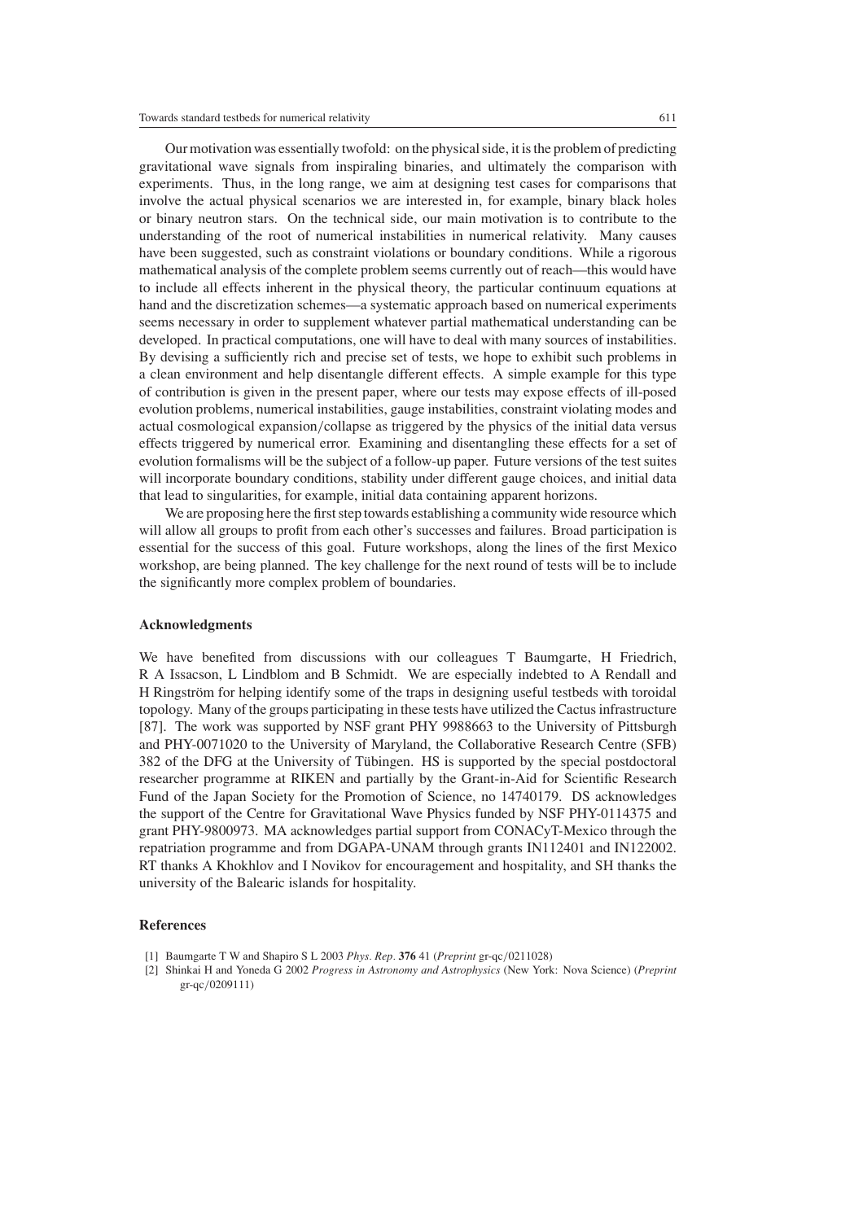Our motivation was essentially twofold: on the physical side, it is the problem of predicting gravitational wave signals from inspiraling binaries, and ultimately the comparison with experiments. Thus, in the long range, we aim at designing test cases for comparisons that involve the actual physical scenarios we are interested in, for example, binary black holes or binary neutron stars. On the technical side, our main motivation is to contribute to the understanding of the root of numerical instabilities in numerical relativity. Many causes have been suggested, such as constraint violations or boundary conditions. While a rigorous mathematical analysis of the complete problem seems currently out of reach—this would have to include all effects inherent in the physical theory, the particular continuum equations at hand and the discretization schemes—a systematic approach based on numerical experiments seems necessary in order to supplement whatever partial mathematical understanding can be developed. In practical computations, one will have to deal with many sources of instabilities. By devising a sufficiently rich and precise set of tests, we hope to exhibit such problems in a clean environment and help disentangle different effects. A simple example for this type of contribution is given in the present paper, where our tests may expose effects of ill-posed evolution problems, numerical instabilities, gauge instabilities, constraint violating modes and actual cosmological expansion/collapse as triggered by the physics of the initial data versus effects triggered by numerical error. Examining and disentangling these effects for a set of evolution formalisms will be the subject of a follow-up paper. Future versions of the test suites will incorporate boundary conditions, stability under different gauge choices, and initial data that lead to singularities, for example, initial data containing apparent horizons.

We are proposing here the first step towards establishing a community wide resource which will allow all groups to profit from each other's successes and failures. Broad participation is essential for the success of this goal. Future workshops, along the lines of the first Mexico workshop, are being planned. The key challenge for the next round of tests will be to include the significantly more complex problem of boundaries.

## Acknowledgments

We have benefited from discussions with our colleagues T Baumgarte, H Friedrich, R A Issacson, L Lindblom and B Schmidt. We are especially indebted to A Rendall and H Ringström for helping identify some of the traps in designing useful testbeds with toroidal topology. Many of the groups participating in these tests have utilized the Cactus infrastructure [87]. The work was supported by NSF grant PHY 9988663 to the University of Pittsburgh and PHY-0071020 to the University of Maryland, the Collaborative Research Centre (SFB) 382 of the DFG at the University of Tübingen. HS is supported by the special postdoctoral researcher programme at RIKEN and partially by the Grant-in-Aid for Scientific Research Fund of the Japan Society for the Promotion of Science, no 14740179. DS acknowledges the support of the Centre for Gravitational Wave Physics funded by NSF PHY-0114375 and grant PHY-9800973. MA acknowledges partial support from CONACyT-Mexico through the repatriation programme and from DGAPA-UNAM through grants IN112401 and IN122002. RT thanks A Khokhlov and I Novikov for encouragement and hospitality, and SH thanks the university of the Balearic islands for hospitality.

## References

[1] Baumgarte T W and Shapiro S L 2003 *Phys. Rep.* **376** 41 (*Preprint* gr-qc/0211028)

[2] Shinkai H and Yoneda G 2002 *Progress in Astronomy and Astrophysics* (New York: Nova Science) (*Preprint* gr-qc/0209111)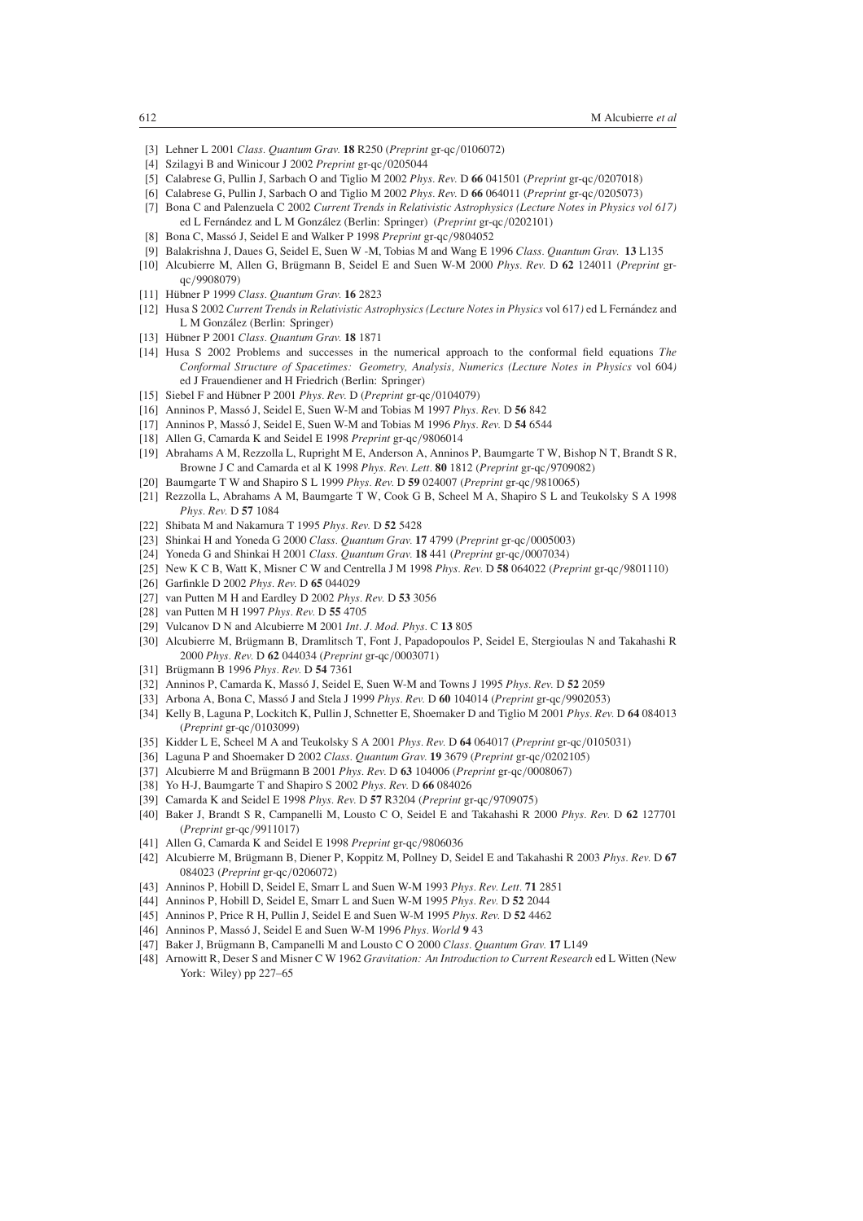- [3] Lehner L 2001 *Class. Quantum Grav.* **18** R250 (*Preprint* gr-qc/0106072)
- [4] Szilagyi B and Winicour J 2002 *Preprint* gr-qc/0205044
- [5] Calabrese G, Pullin J, Sarbach O and Tiglio M 2002 *Phys. Rev.* D **66** 041501 (*Preprint* gr-qc/0207018)
- [6] Calabrese G, Pullin J, Sarbach O and Tiglio M 2002 *Phys. Rev.* D **66** 064011 (*Preprint* gr-qc/0205073)
- [7] Bona C and Palenzuela C 2002 *Current Trends in Relativistic Astrophysics (Lecture Notes in Physics vol 617)* ed L Fernández and L M González (Berlin: Springer) (*Preprint* gr-qc/0202101)
- [8] Bona C, Massó J, Seidel E and Walker P 1998 *Preprint* gr-qc/9804052
- [9] Balakrishna J, Daues G, Seidel E, Suen W -M, Tobias M and Wang E 1996 *Class. Quantum Grav.* **13** L135
- [10] Alcubierre M, Allen G, Brügmann B, Seidel E and Suen W-M 2000 *Phys. Rev.* D **62** 124011 (*Preprint* gr-qc/9908079)
- [11] Hübner P 1999 *Class. Quantum Grav.* **16** 2823
- [12] Husa S 2002 *Current Trends in Relativistic Astrophysics (Lecture Notes in Physics* vol 617*)* ed L Fernández and L M González (Berlin: Springer)
- [13] Hübner P 2001 *Class. Quantum Grav.* **18** 1871
- [14] Husa S 2002 Problems and successes in the numerical approach to the conformal field equations *The Conformal Structure of Spacetimes: Geometry, Analysis, Numerics (Lecture Notes in Physics* vol 604*)* ed J Frauendiener and H Friedrich (Berlin: Springer)
- [15] Siebel F and Hübner P 2001 *Phys. Rev.* D (*Preprint* gr-qc/0104079)
- [16] Anninos P, Massó J, Seidel E, Suen W-M and Tobias M 1997 *Phys. Rev.* D **56** 842
- [17] Anninos P, Massó J, Seidel E, Suen W-M and Tobias M 1996 *Phys. Rev.* D **54** 6544
- [18] Allen G, Camarda K and Seidel E 1998 *Preprint* gr-qc/9806014
- [19] Abrahams A M, Rezzolla L, Rupright M E, Anderson A, Anninos P, Baumgarte T W, Bishop N T, Brandt S R, Browne J C and Camarda et al K 1998 *Phys. Rev. Lett.* **80** 1812 (*Preprint* gr-qc/9709082)
- [20] Baumgarte T W and Shapiro S L 1999 *Phys. Rev.* D **59** 024007 (*Preprint* gr-qc/9810065)
- [21] Rezzolla L, Abrahams A M, Baumgarte T W, Cook G B, Scheel M A, Shapiro S L and Teukolsky S A 1998 *Phys. Rev.* D **57** 1084
- [22] Shibata M and Nakamura T 1995 *Phys. Rev.* D **52** 5428
- [23] Shinkai H and Yoneda G 2000 *Class. Quantum Grav.* **17** 4799 (*Preprint* gr-qc/0005003)
- [24] Yoneda G and Shinkai H 2001 *Class. Quantum Grav.* **18** 441 (*Preprint* gr-qc/0007034)
- [25] New K C B, Watt K, Misner C W and Centrella J M 1998 *Phys. Rev.* D **58** 064022 (*Preprint* gr-qc/9801110)
- [26] Garfinkle D 2002 *Phys. Rev.* D **65** 044029
- [27] van Putten M H and Eardley D 2002 *Phys. Rev.* D **53** 3056
- [28] van Putten M H 1997 *Phys. Rev.* D **55** 4705
- [29] Vulcanov D N and Alcubierre M 2001 *Int. J. Mod. Phys.* C **13** 805
- [30] Alcubierre M, Brügmann B, Dramlitsch T, Font J, Papadopoulos P, Seidel E, Stergioulas N and Takahashi R 2000 *Phys. Rev.* D **62** 044034 (*Preprint* gr-qc/0003071)
- [31] Brügmann B 1996 *Phys. Rev.* D **54** 7361
- [32] Anninos P, Camarda K, Massó J, Seidel E, Suen W-M and Towns J 1995 *Phys. Rev.* D **52** 2059
- [33] Arbona A, Bona C, Massó J and Stela J 1999 *Phys. Rev.* D **60** 104014 (*Preprint* gr-qc/9902053)
- [34] Kelly B, Laguna P, Lockitch K, Pullin J, Schnetter E, Shoemaker D and Tiglio M 2001 *Phys. Rev.* D **64** 084013 (*Preprint* gr-qc/0103099)
- [35] Kidder L E, Scheel M A and Teukolsky S A 2001 *Phys. Rev.* D **64** 064017 (*Preprint* gr-qc/0105031)
- [36] Laguna P and Shoemaker D 2002 *Class. Quantum Grav.* **19** 3679 (*Preprint* gr-qc/0202105)
- [37] Alcubierre M and Brügmann B 2001 *Phys. Rev.* D **63** 104006 (*Preprint* gr-qc/0008067)
- [38] Yo H-J, Baumgarte T and Shapiro S 2002 *Phys. Rev.* D **66** 084026
- [39] Camarda K and Seidel E 1998 *Phys. Rev.* D **57** R3204 (*Preprint* gr-qc/9709075)
- [40] Baker J, Brandt S R, Campanelli M, Lousto C O, Seidel E and Takahashi R 2000 *Phys. Rev.* D **62** 127701 (*Preprint* gr-qc/9911017)
- [41] Allen G, Camarda K and Seidel E 1998 *Preprint* gr-qc/9806036
- [42] Alcubierre M, Brügmann B, Diener P, Koppitz M, Pollney D, Seidel E and Takahashi R 2003 *Phys. Rev.* D **67** 084023 (*Preprint* gr-qc/0206072)
- [43] Anninos P, Hobill D, Seidel E, Smarr L and Suen W-M 1993 *Phys. Rev. Lett.* **71** 2851
- [44] Anninos P, Hobill D, Seidel E, Smarr L and Suen W-M 1995 *Phys. Rev.* D **52** 2044
- [45] Anninos P, Price R H, Pullin J, Seidel E and Suen W-M 1995 *Phys. Rev.* D **52** 4462
- [46] Anninos P, Massó J, Seidel E and Suen W-M 1996 *Phys. World* **9** 43
- [47] Baker J, Brügmann B, Campanelli M and Lousto C O 2000 *Class. Quantum Grav.* **17** L149
- [48] Arnowitt R, Deser S and Misner C W 1962 *Gravitation: An Introduction to Current Research* ed L Witten (New York: Wiley) pp 227–65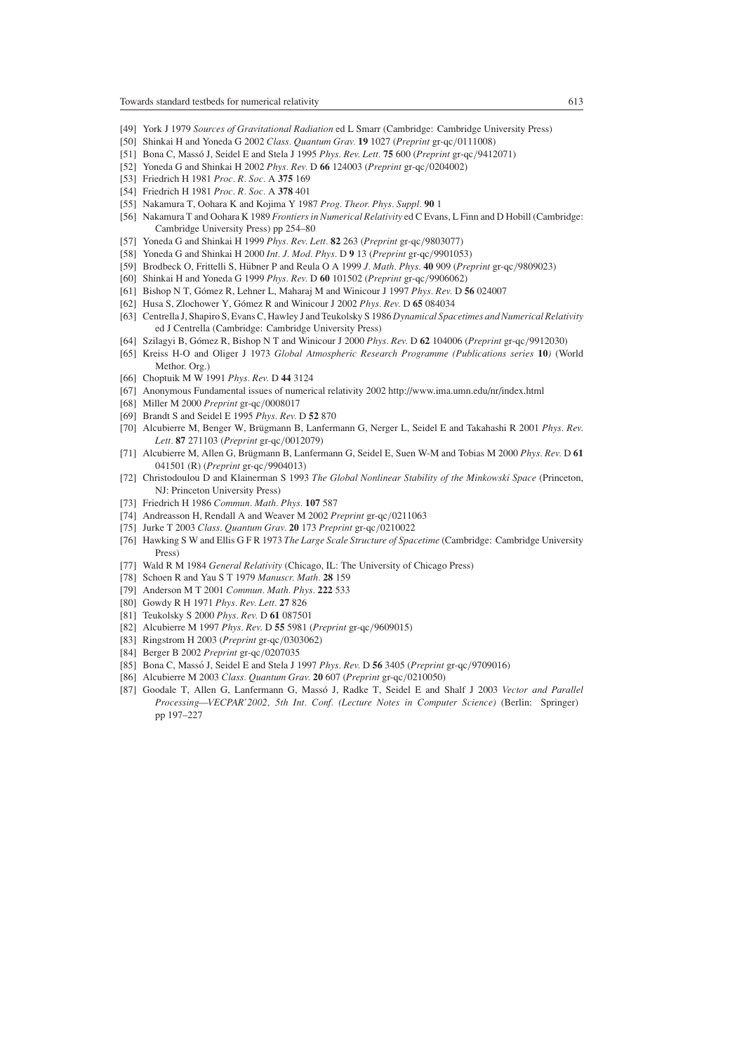[49] York J 1979 *Sources of Gravitational Radiation* ed L Smarr (Cambridge: Cambridge University Press)

[50] Shinkai H and Yoneda G 2002 *Class. Quantum Grav.* **19** 1027 (*Preprint* gr-qc/0111008)

[51] Bona C, Massó J, Seidel E and Stela J 1995 *Phys. Rev. Lett.* **75** 600 (*Preprint* gr-qc/9412071)

[52] Yoneda G and Shinkai H 2002 *Phys. Rev.* D **66** 124003 (*Preprint* gr-qc/0204002)

[53] Friedrich H 1981 *Proc. R. Soc.* A **375** 169

[54] Friedrich H 1981 *Proc. R. Soc.* A **378** 401

[55] Nakamura T, Oohara K and Kojima Y 1987 *Prog. Theor. Phys. Suppl.* **90** 1

[56] Nakamura T and Oohara K 1989 *Frontiers in Numerical Relativity* ed C Evans, L Finn and D Hobill (Cambridge: Cambridge University Press) pp 254–80

[57] Yoneda G and Shinkai H 1999 *Phys. Rev. Lett.* **82** 263 (*Preprint* gr-qc/9803077)

[58] Yoneda G and Shinkai H 2000 *Int. J. Mod. Phys.* D **9** 13 (*Preprint* gr-qc/9901053)

[59] Brodbeck O, Frittelli S, Hübner P and Reula O A 1999 *J. Math. Phys.* **40** 909 (*Preprint* gr-qc/9809023)

[60] Shinkai H and Yoneda G 1999 *Phys. Rev.* D **60** 101502 (*Preprint* gr-qc/9906062)

[61] Bishop N T, Gómez R, Lehner L, Maharaj M and Winicour J 1997 *Phys. Rev.* D **56** 024007

[62] Husa S, Zlochower Y, Gómez R and Winicour J 2002 *Phys. Rev.* D **65** 084034

[63] Centrella J, Shapiro S, Evans C, Hawley J and Teukolsky S 1986 *Dynamical Spacetimes and Numerical Relativity* ed J Centrella (Cambridge: Cambridge University Press)

[64] Szilagyi B, Gómez R, Bishop N T and Winicour J 2000 *Phys. Rev.* D **62** 104006 (*Preprint* gr-qc/9912030)

[65] Kreiss H-O and Oliger J 1973 *Global Atmospheric Research Programme (Publications series* **10***)* (World Methor. Org.)

[66] Choptuik M W 1991 *Phys. Rev.* D **44** 3124

[67] Anonymous Fundamental issues of numerical relativity 2002 http://www.ima.umn.edu/nr/index.html

[68] Miller M 2000 *Preprint* gr-qc/0008017

[69] Brandt S and Seidel E 1995 *Phys. Rev.* D **52** 870

[70] Alcubierre M, Benger W, Brügmann B, Lanfermann G, Nerger L, Seidel E and Takahashi R 2001 *Phys. Rev. Lett.* **87** 271103 (*Preprint* gr-qc/0012079)

[71] Alcubierre M, Allen G, Brügmann B, Lanfermann G, Seidel E, Suen W-M and Tobias M 2000 *Phys. Rev.* D **61** 041501 (R) (*Preprint* gr-qc/9904013)

[72] Christodoulou D and Klainerman S 1993 *The Global Nonlinear Stability of the Minkowski Space* (Princeton, NJ: Princeton University Press)

[73] Friedrich H 1986 *Commun. Math. Phys.* **107** 587

[74] Andreasson H, Rendall A and Weaver M 2002 *Preprint* gr-qc/0211063

[75] Jurke T 2003 *Class. Quantum Grav.* **20** 173 *Preprint* gr-qc/0210022

[76] Hawking S W and Ellis G F R 1973 *The Large Scale Structure of Spacetime* (Cambridge: Cambridge University Press)

[77] Wald R M 1984 *General Relativity* (Chicago, IL: The University of Chicago Press)

[78] Schoen R and Yau S T 1979 *Manuscr. Math.* **28** 159

[79] Anderson M T 2001 *Commun. Math. Phys.* **222** 533

[80] Gowdy R H 1971 *Phys. Rev. Lett.* **27** 826

[81] Teukolsky S 2000 *Phys. Rev.* D **61** 087501

[82] Alcubierre M 1997 *Phys. Rev.* D **55** 5981 (*Preprint* gr-qc/9609015)

[83] Ringstrom H 2003 (*Preprint* gr-qc/0303062)

[84] Berger B 2002 *Preprint* gr-qc/0207035

[85] Bona C, Massó J, Seidel E and Stela J 1997 *Phys. Rev.* D **56** 3405 (*Preprint* gr-qc/9709016)

[86] Alcubierre M 2003 *Class. Quantum Grav.* **20** 607 (*Preprint* gr-qc/0210050)

[87] Goodale T, Allen G, Lanfermann G, Massó J, Radke T, Seidel E and Shalf J 2003 *Vector and Parallel Processing—VECPAR'2002, 5th Int. Conf. (Lecture Notes in Computer Science)* (Berlin: Springer) pp 197–227